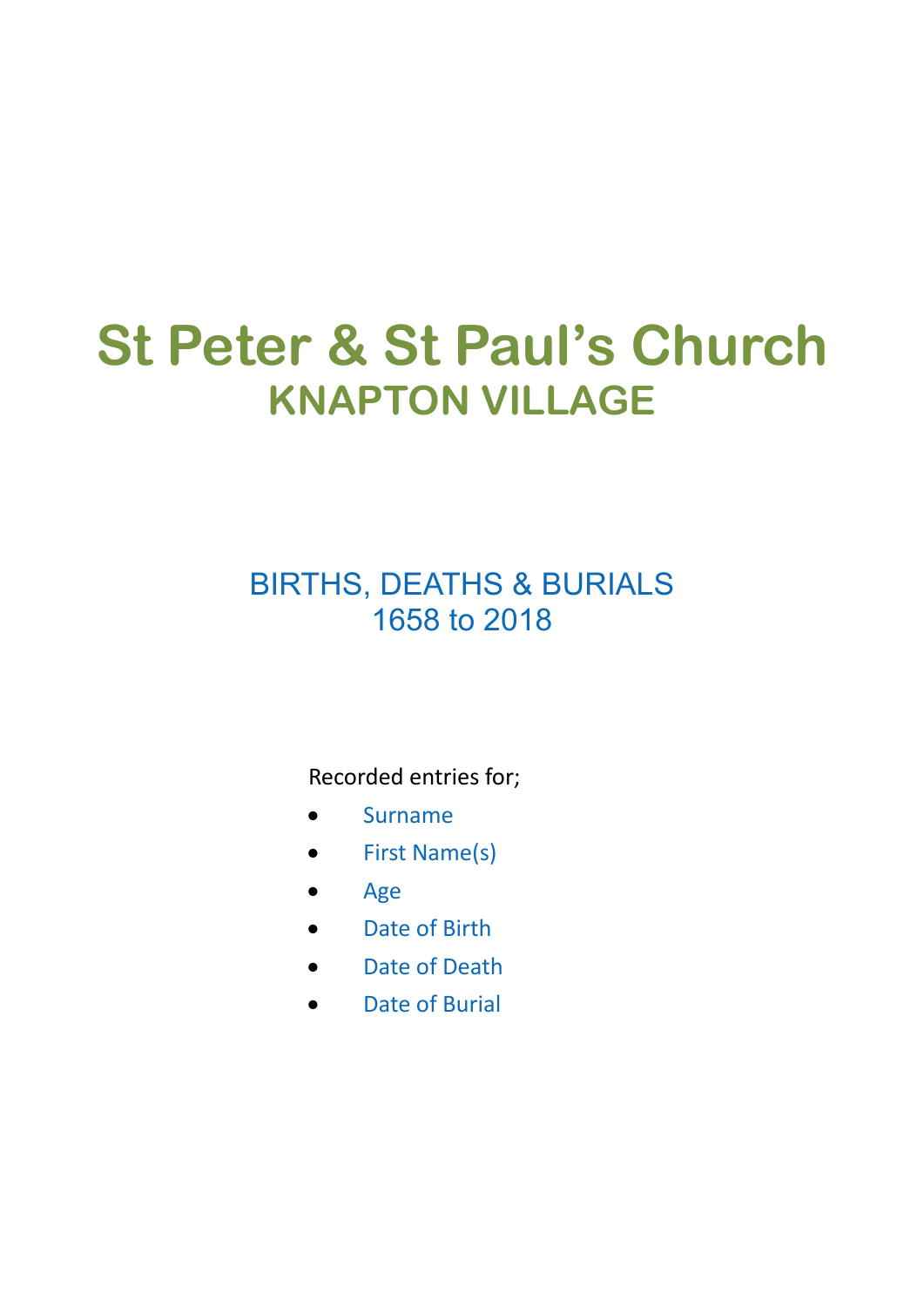# St Peter & St Paul’s Church
## KNAPTON VILLAGE

### BIRTHS, DEATHS & BURIALS
### 1658 to 2018

Recorded entries for;

- Surname
- First Name(s)
- Age
- Date of Birth
- Date of Death
- Date of Burial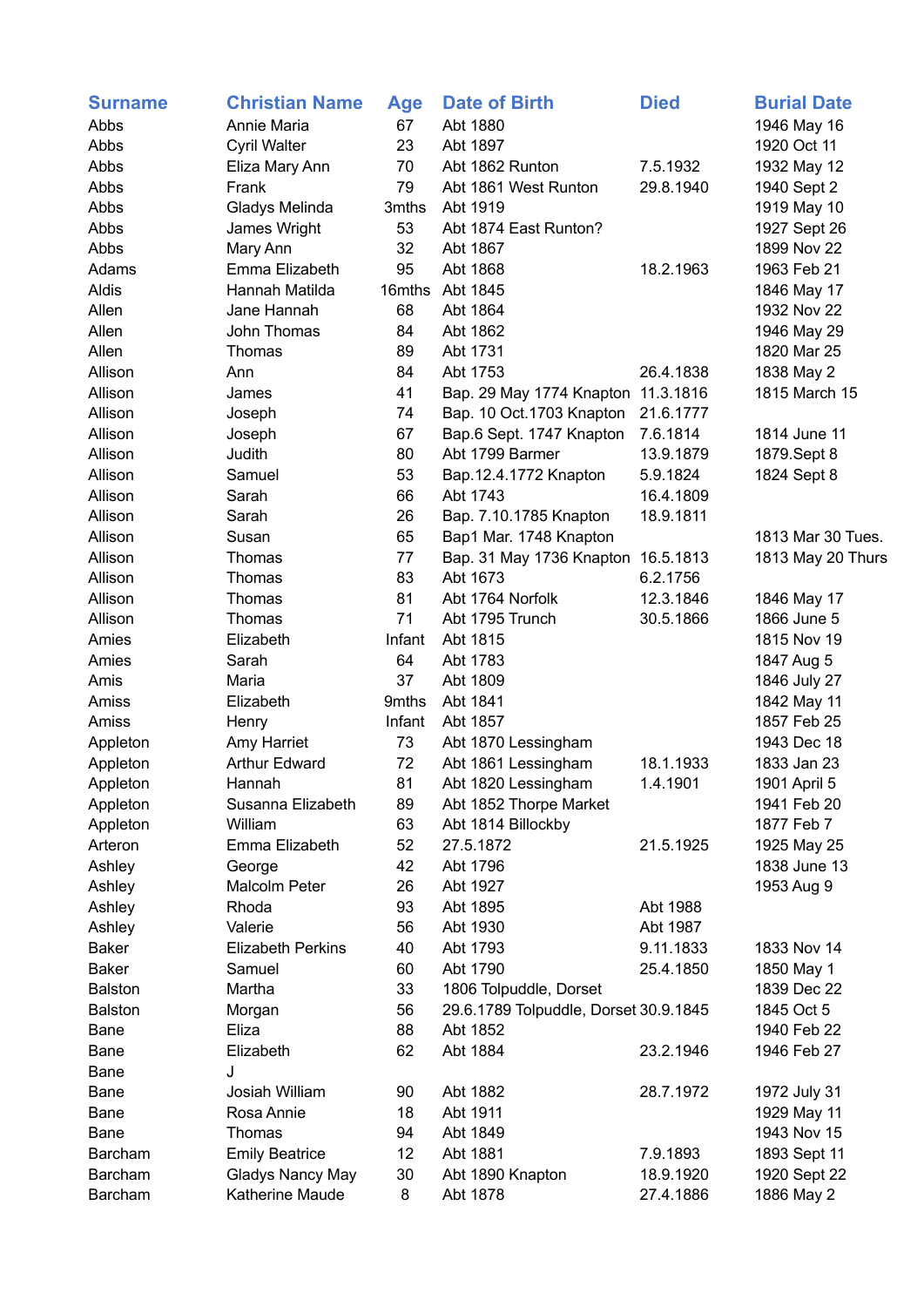| Surname | Christian Name | Age | Date of Birth | Died | Burial Date |
|---|---|---|---|---|---|
| Abbs | Annie Maria | 67 | Abt 1880 | | 1946 May 16 |
| Abbs | Cyril Walter | 23 | Abt 1897 | | 1920 Oct 11 |
| Abbs | Eliza Mary Ann | 70 | Abt 1862 Runton | 7.5.1932 | 1932 May 12 |
| Abbs | Frank | 79 | Abt 1861 West Runton | 29.8.1940 | 1940 Sept 2 |
| Abbs | Gladys Melinda | 3mths | Abt 1919 | | 1919 May 10 |
| Abbs | James Wright | 53 | Abt 1874 East Runton? | | 1927 Sept 26 |
| Abbs | Mary Ann | 32 | Abt 1867 | | 1899 Nov 22 |
| Adams | Emma Elizabeth | 95 | Abt 1868 | 18.2.1963 | 1963 Feb 21 |
| Aldis | Hannah Matilda | 16mths | Abt 1845 | | 1846 May 17 |
| Allen | Jane Hannah | 68 | Abt 1864 | | 1932 Nov 22 |
| Allen | John Thomas | 84 | Abt 1862 | | 1946 May 29 |
| Allen | Thomas | 89 | Abt 1731 | | 1820 Mar 25 |
| Allison | Ann | 84 | Abt 1753 | 26.4.1838 | 1838 May 2 |
| Allison | James | 41 | Bap. 29 May 1774 Knapton | 11.3.1816 | 1815 March 15 |
| Allison | Joseph | 74 | Bap. 10 Oct.1703 Knapton | 21.6.1777 | |
| Allison | Joseph | 67 | Bap.6 Sept. 1747 Knapton | 7.6.1814 | 1814 June 11 |
| Allison | Judith | 80 | Abt 1799 Barmer | 13.9.1879 | 1879.Sept 8 |
| Allison | Samuel | 53 | Bap.12.4.1772 Knapton | 5.9.1824 | 1824 Sept 8 |
| Allison | Sarah | 66 | Abt 1743 | 16.4.1809 | |
| Allison | Sarah | 26 | Bap. 7.10.1785 Knapton | 18.9.1811 | |
| Allison | Susan | 65 | Bap1 Mar. 1748 Knapton | | 1813 Mar 30 Tues. |
| Allison | Thomas | 77 | Bap. 31 May 1736 Knapton | 16.5.1813 | 1813 May 20 Thurs |
| Allison | Thomas | 83 | Abt 1673 | 6.2.1756 | |
| Allison | Thomas | 81 | Abt 1764 Norfolk | 12.3.1846 | 1846 May 17 |
| Allison | Thomas | 71 | Abt 1795 Trunch | 30.5.1866 | 1866 June 5 |
| Amies | Elizabeth | Infant | Abt 1815 | | 1815 Nov 19 |
| Amies | Sarah | 64 | Abt 1783 | | 1847 Aug 5 |
| Amis | Maria | 37 | Abt 1809 | | 1846 July 27 |
| Amiss | Elizabeth | 9mths | Abt 1841 | | 1842 May 11 |
| Amiss | Henry | Infant | Abt 1857 | | 1857 Feb 25 |
| Appleton | Amy Harriet | 73 | Abt 1870 Lessingham | | 1943 Dec 18 |
| Appleton | Arthur Edward | 72 | Abt 1861 Lessingham | 18.1.1933 | 1833 Jan 23 |
| Appleton | Hannah | 81 | Abt 1820 Lessingham | 1.4.1901 | 1901 April 5 |
| Appleton | Susanna Elizabeth | 89 | Abt 1852 Thorpe Market | | 1941 Feb 20 |
| Appleton | William | 63 | Abt 1814 Billockby | | 1877 Feb 7 |
| Arteron | Emma Elizabeth | 52 | 27.5.1872 | 21.5.1925 | 1925 May 25 |
| Ashley | George | 42 | Abt 1796 | | 1838 June 13 |
| Ashley | Malcolm Peter | 26 | Abt 1927 | | 1953 Aug 9 |
| Ashley | Rhoda | 93 | Abt 1895 | Abt 1988 | |
| Ashley | Valerie | 56 | Abt 1930 | Abt 1987 | |
| Baker | Elizabeth Perkins | 40 | Abt 1793 | 9.11.1833 | 1833 Nov 14 |
| Baker | Samuel | 60 | Abt 1790 | 25.4.1850 | 1850 May 1 |
| Balston | Martha | 33 | 1806 Tolpuddle, Dorset | | 1839 Dec 22 |
| Balston | Morgan | 56 | 29.6.1789 Tolpuddle, Dorset | 30.9.1845 | 1845 Oct 5 |
| Bane | Eliza | 88 | Abt 1852 | | 1940 Feb 22 |
| Bane | Elizabeth | 62 | Abt 1884 | 23.2.1946 | 1946 Feb 27 |
| Bane | J | | | | |
| Bane | Josiah William | 90 | Abt 1882 | 28.7.1972 | 1972 July 31 |
| Bane | Rosa Annie | 18 | Abt 1911 | | 1929 May 11 |
| Bane | Thomas | 94 | Abt 1849 | | 1943 Nov 15 |
| Barcham | Emily Beatrice | 12 | Abt 1881 | 7.9.1893 | 1893 Sept 11 |
| Barcham | Gladys Nancy May | 30 | Abt 1890 Knapton | 18.9.1920 | 1920 Sept 22 |
| Barcham | Katherine Maude | 8 | Abt 1878 | 27.4.1886 | 1886 May 2 |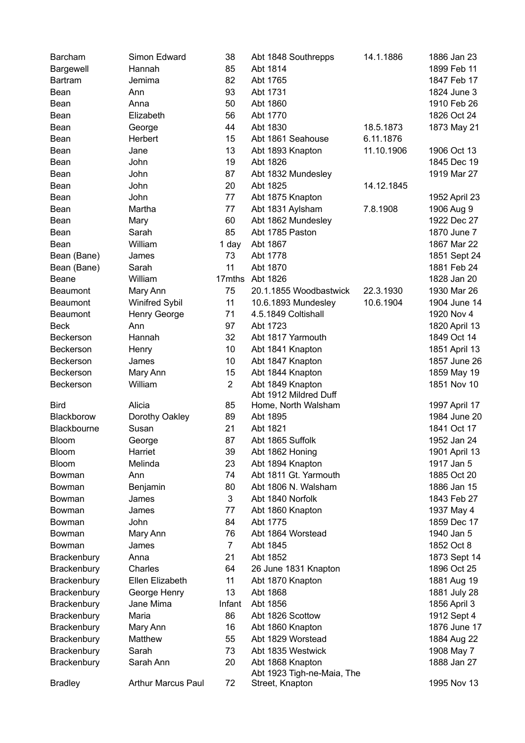| | | | | | |
|---|---|---|---|---|---|
| Barcham | Simon Edward | 38 | Abt 1848 Southrepps | 14.1.1886 | 1886 Jan 23 |
| Bargewell | Hannah | 85 | Abt 1814 | | 1899 Feb 11 |
| Bartram | Jemima | 82 | Abt 1765 | | 1847 Feb 17 |
| Bean | Ann | 93 | Abt 1731 | | 1824 June 3 |
| Bean | Anna | 50 | Abt 1860 | | 1910 Feb 26 |
| Bean | Elizabeth | 56 | Abt 1770 | | 1826 Oct 24 |
| Bean | George | 44 | Abt 1830 | 18.5.1873 | 1873 May 21 |
| Bean | Herbert | 15 | Abt 1861 Seahouse | 6.11.1876 | |
| Bean | Jane | 13 | Abt 1893 Knapton | 11.10.1906 | 1906 Oct 13 |
| Bean | John | 19 | Abt 1826 | | 1845 Dec 19 |
| Bean | John | 87 | Abt 1832 Mundesley | | 1919 Mar 27 |
| Bean | John | 20 | Abt 1825 | 14.12.1845 | |
| Bean | John | 77 | Abt 1875 Knapton | | 1952 April 23 |
| Bean | Martha | 77 | Abt 1831 Aylsham | 7.8.1908 | 1906 Aug 9 |
| Bean | Mary | 60 | Abt 1862 Mundesley | | 1922 Dec 27 |
| Bean | Sarah | 85 | Abt 1785 Paston | | 1870 June 7 |
| Bean | William | 1 day | Abt 1867 | | 1867 Mar 22 |
| Bean (Bane) | James | 73 | Abt 1778 | | 1851 Sept 24 |
| Bean (Bane) | Sarah | 11 | Abt 1870 | | 1881 Feb 24 |
| Beane | William | 17mths | Abt 1826 | | 1828 Jan 20 |
| Beaumont | Mary Ann | 75 | 20.1.1855 Woodbastwick | 22.3.1930 | 1930 Mar 26 |
| Beaumont | Winifred Sybil | 11 | 10.6.1893 Mundesley | 10.6.1904 | 1904 June 14 |
| Beaumont | Henry George | 71 | 4.5.1849 Coltishall | | 1920 Nov 4 |
| Beck | Ann | 97 | Abt 1723 | | 1820 April 13 |
| Beckerson | Hannah | 32 | Abt 1817 Yarmouth | | 1849 Oct 14 |
| Beckerson | Henry | 10 | Abt 1841 Knapton | | 1851 April 13 |
| Beckerson | James | 10 | Abt 1847 Knapton | | 1857 June 26 |
| Beckerson | Mary Ann | 15 | Abt 1844 Knapton | | 1859 May 19 |
| Beckerson | William | 2 | Abt 1849 Knapton | | 1851 Nov 10 |
| Bird | Alicia | 85 | Abt 1912 Mildred Duff Home, North Walsham | | 1997 April 17 |
| Blackborow | Dorothy Oakley | 89 | Abt 1895 | | 1984 June 20 |
| Blackbourne | Susan | 21 | Abt 1821 | | 1841 Oct 17 |
| Bloom | George | 87 | Abt 1865 Suffolk | | 1952 Jan 24 |
| Bloom | Harriet | 39 | Abt 1862 Honing | | 1901 April 13 |
| Bloom | Melinda | 23 | Abt 1894 Knapton | | 1917 Jan 5 |
| Bowman | Ann | 74 | Abt 1811 Gt. Yarmouth | | 1885 Oct 20 |
| Bowman | Benjamin | 80 | Abt 1806 N. Walsham | | 1886 Jan 15 |
| Bowman | James | 3 | Abt 1840 Norfolk | | 1843 Feb 27 |
| Bowman | James | 77 | Abt 1860 Knapton | | 1937 May 4 |
| Bowman | John | 84 | Abt 1775 | | 1859 Dec 17 |
| Bowman | Mary Ann | 76 | Abt 1864 Worstead | | 1940 Jan 5 |
| Bowman | James | 7 | Abt 1845 | | 1852 Oct 8 |
| Brackenbury | Anna | 21 | Abt 1852 | | 1873 Sept 14 |
| Brackenbury | Charles | 64 | 26 June 1831 Knapton | | 1896 Oct 25 |
| Brackenbury | Ellen Elizabeth | 11 | Abt 1870 Knapton | | 1881 Aug 19 |
| Brackenbury | George Henry | 13 | Abt 1868 | | 1881 July 28 |
| Brackenbury | Jane Mima | Infant | Abt 1856 | | 1856 April 3 |
| Brackenbury | Maria | 86 | Abt 1826 Scottow | | 1912 Sept 4 |
| Brackenbury | Mary Ann | 16 | Abt 1860 Knapton | | 1876 June 17 |
| Brackenbury | Matthew | 55 | Abt 1829 Worstead | | 1884 Aug 22 |
| Brackenbury | Sarah | 73 | Abt 1835 Westwick | | 1908 May 7 |
| Brackenbury | Sarah Ann | 20 | Abt 1868 Knapton | | 1888 Jan 27 |
| Bradley | Arthur Marcus Paul | 72 | Abt 1923 Tigh-ne-Maia, The Street, Knapton | | 1995 Nov 13 |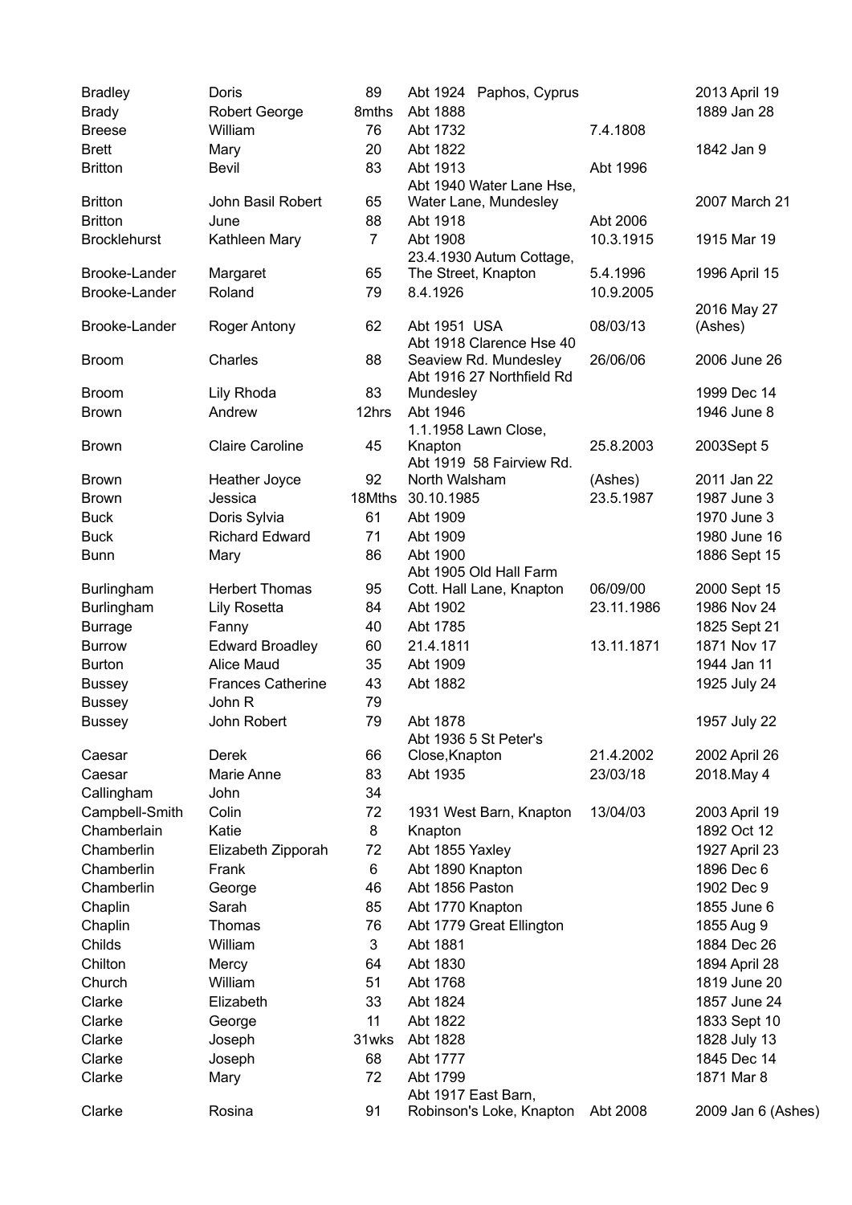| | | | | | |
|---|---|---|---|---|---|
| Bradley | Doris | 89 | Abt 1924 Paphos, Cyprus | | 2013 April 19 |
| Brady | Robert George | 8mths | Abt 1888 | | 1889 Jan 28 |
| Breese | William | 76 | Abt 1732 | 7.4.1808 | |
| Brett | Mary | 20 | Abt 1822 | | 1842 Jan 9 |
| Britton | Bevil | 83 | Abt 1913 | Abt 1996 | |
| Britton | John Basil Robert | 65 | Abt 1940 Water Lane Hse, Water Lane, Mundesley | | 2007 March 21 |
| Britton | June | 88 | Abt 1918 | Abt 2006 | |
| Brocklehurst | Kathleen Mary | 7 | Abt 1908 | 10.3.1915 | 1915 Mar 19 |
| Brooke-Lander | Margaret | 65 | 23.4.1930 Autum Cottage, The Street, Knapton | 5.4.1996 | 1996 April 15 |
| Brooke-Lander | Roland | 79 | 8.4.1926 | 10.9.2005 | |
| Brooke-Lander | Roger Antony | 62 | Abt 1951 USA | 08/03/13 | 2016 May 27 (Ashes) |
| Broom | Charles | 88 | Abt 1918 Clarence Hse 40 Seaview Rd. Mundesley | 26/06/06 | 2006 June 26 |
| Broom | Lily Rhoda | 83 | Abt 1916 27 Northfield Rd Mundesley | | 1999 Dec 14 |
| Brown | Andrew | 12hrs | Abt 1946 | | 1946 June 8 |
| Brown | Claire Caroline | 45 | 1.1.1958 Lawn Close, Knapton | 25.8.2003 | 2003Sept 5 |
| Brown | Heather Joyce | 92 | Abt 1919 58 Fairview Rd. North Walsham | (Ashes) | 2011 Jan 22 |
| Brown | Jessica | 18Mths | 30.10.1985 | 23.5.1987 | 1987 June 3 |
| Buck | Doris Sylvia | 61 | Abt 1909 | | 1970 June 3 |
| Buck | Richard Edward | 71 | Abt 1909 | | 1980 June 16 |
| Bunn | Mary | 86 | Abt 1900 | | 1886 Sept 15 |
| Burlingham | Herbert Thomas | 95 | Abt 1905 Old Hall Farm Cott. Hall Lane, Knapton | 06/09/00 | 2000 Sept 15 |
| Burlingham | Lily Rosetta | 84 | Abt 1902 | 23.11.1986 | 1986 Nov 24 |
| Burrage | Fanny | 40 | Abt 1785 | | 1825 Sept 21 |
| Burrow | Edward Broadley | 60 | 21.4.1811 | 13.11.1871 | 1871 Nov 17 |
| Burton | Alice Maud | 35 | Abt 1909 | | 1944 Jan 11 |
| Bussey | Frances Catherine | 43 | Abt 1882 | | 1925 July 24 |
| Bussey | John R | 79 | | | |
| Bussey | John Robert | 79 | Abt 1878 | | 1957 July 22 |
| Caesar | Derek | 66 | Abt 1936 5 St Peter's Close,Knapton | 21.4.2002 | 2002 April 26 |
| Caesar | Marie Anne | 83 | Abt 1935 | 23/03/18 | 2018.May 4 |
| Callingham | John | 34 | | | |
| Campbell-Smith | Colin | 72 | 1931 West Barn, Knapton | 13/04/03 | 2003 April 19 |
| Chamberlain | Katie | 8 | Knapton | | 1892 Oct 12 |
| Chamberlin | Elizabeth Zipporah | 72 | Abt 1855 Yaxley | | 1927 April 23 |
| Chamberlin | Frank | 6 | Abt 1890 Knapton | | 1896 Dec 6 |
| Chamberlin | George | 46 | Abt 1856 Paston | | 1902 Dec 9 |
| Chaplin | Sarah | 85 | Abt 1770 Knapton | | 1855 June 6 |
| Chaplin | Thomas | 76 | Abt 1779 Great Ellington | | 1855 Aug 9 |
| Childs | William | 3 | Abt 1881 | | 1884 Dec 26 |
| Chilton | Mercy | 64 | Abt 1830 | | 1894 April 28 |
| Church | William | 51 | Abt 1768 | | 1819 June 20 |
| Clarke | Elizabeth | 33 | Abt 1824 | | 1857 June 24 |
| Clarke | George | 11 | Abt 1822 | | 1833 Sept 10 |
| Clarke | Joseph | 31wks | Abt 1828 | | 1828 July 13 |
| Clarke | Joseph | 68 | Abt 1777 | | 1845 Dec 14 |
| Clarke | Mary | 72 | Abt 1799 | | 1871 Mar 8 |
| Clarke | Rosina | 91 | Abt 1917 East Barn, Robinson's Loke, Knapton | Abt 2008 | 2009 Jan 6 (Ashes) |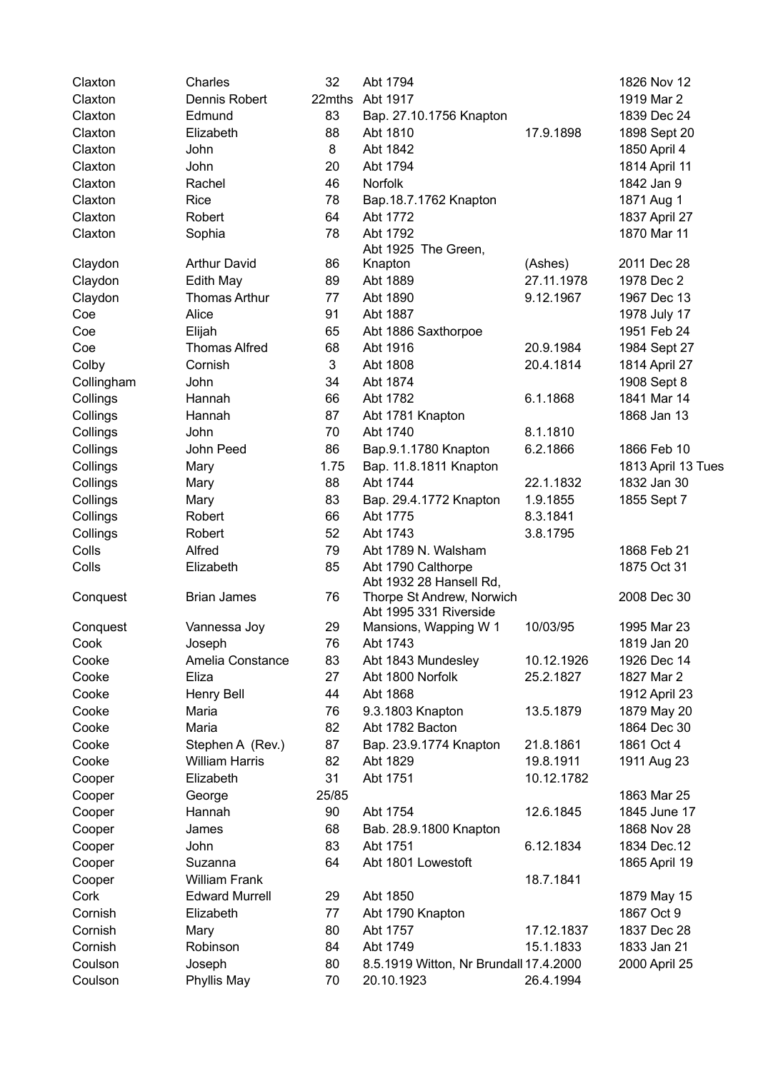| | | | | | |
|---|---|---|---|---|---|
| Claxton | Charles | 32 | Abt 1794 | | 1826 Nov 12 |
| Claxton | Dennis Robert | 22mths | Abt 1917 | | 1919 Mar 2 |
| Claxton | Edmund | 83 | Bap. 27.10.1756 Knapton | | 1839 Dec 24 |
| Claxton | Elizabeth | 88 | Abt 1810 | 17.9.1898 | 1898 Sept 20 |
| Claxton | John | 8 | Abt 1842 | | 1850 April 4 |
| Claxton | John | 20 | Abt 1794 | | 1814 April 11 |
| Claxton | Rachel | 46 | Norfolk | | 1842 Jan 9 |
| Claxton | Rice | 78 | Bap.18.7.1762 Knapton | | 1871 Aug 1 |
| Claxton | Robert | 64 | Abt 1772 | | 1837 April 27 |
| Claxton | Sophia | 78 | Abt 1792 | | 1870 Mar 11 |
| Claydon | Arthur David | 86 | Abt 1925 The Green, Knapton | (Ashes) | 2011 Dec 28 |
| Claydon | Edith May | 89 | Abt 1889 | 27.11.1978 | 1978 Dec 2 |
| Claydon | Thomas Arthur | 77 | Abt 1890 | 9.12.1967 | 1967 Dec 13 |
| Coe | Alice | 91 | Abt 1887 | | 1978 July 17 |
| Coe | Elijah | 65 | Abt 1886 Saxthorpoe | | 1951 Feb 24 |
| Coe | Thomas Alfred | 68 | Abt 1916 | 20.9.1984 | 1984 Sept 27 |
| Colby | Cornish | 3 | Abt 1808 | 20.4.1814 | 1814 April 27 |
| Collingham | John | 34 | Abt 1874 | | 1908 Sept 8 |
| Collings | Hannah | 66 | Abt 1782 | 6.1.1868 | 1841 Mar 14 |
| Collings | Hannah | 87 | Abt 1781 Knapton | | 1868 Jan 13 |
| Collings | John | 70 | Abt 1740 | 8.1.1810 | |
| Collings | John Peed | 86 | Bap.9.1.1780 Knapton | 6.2.1866 | 1866 Feb 10 |
| Collings | Mary | 1.75 | Bap. 11.8.1811 Knapton | | 1813 April 13 Tues |
| Collings | Mary | 88 | Abt 1744 | 22.1.1832 | 1832 Jan 30 |
| Collings | Mary | 83 | Bap. 29.4.1772 Knapton | 1.9.1855 | 1855 Sept 7 |
| Collings | Robert | 66 | Abt 1775 | 8.3.1841 | |
| Collings | Robert | 52 | Abt 1743 | 3.8.1795 | |
| Colls | Alfred | 79 | Abt 1789 N. Walsham | | 1868 Feb 21 |
| Colls | Elizabeth | 85 | Abt 1790 Calthorpe | | 1875 Oct 31 |
| Conquest | Brian James | 76 | Abt 1932 28 Hansell Rd, Thorpe St Andrew, Norwich | | 2008 Dec 30 |
| Conquest | Vannessa Joy | 29 | Abt 1995 331 Riverside Mansions, Wapping W 1 | 10/03/95 | 1995 Mar 23 |
| Cook | Joseph | 76 | Abt 1743 | | 1819 Jan 20 |
| Cooke | Amelia Constance | 83 | Abt 1843 Mundesley | 10.12.1926 | 1926 Dec 14 |
| Cooke | Eliza | 27 | Abt 1800 Norfolk | 25.2.1827 | 1827 Mar 2 |
| Cooke | Henry Bell | 44 | Abt 1868 | | 1912 April 23 |
| Cooke | Maria | 76 | 9.3.1803 Knapton | 13.5.1879 | 1879 May 20 |
| Cooke | Maria | 82 | Abt 1782 Bacton | | 1864 Dec 30 |
| Cooke | Stephen A (Rev.) | 87 | Bap. 23.9.1774 Knapton | 21.8.1861 | 1861 Oct 4 |
| Cooke | William Harris | 82 | Abt 1829 | 19.8.1911 | 1911 Aug 23 |
| Cooper | Elizabeth | 31 | Abt 1751 | 10.12.1782 | |
| Cooper | George | 25/85 | | | 1863 Mar 25 |
| Cooper | Hannah | 90 | Abt 1754 | 12.6.1845 | 1845 June 17 |
| Cooper | James | 68 | Bab. 28.9.1800 Knapton | | 1868 Nov 28 |
| Cooper | John | 83 | Abt 1751 | 6.12.1834 | 1834 Dec.12 |
| Cooper | Suzanna | 64 | Abt 1801 Lowestoft | | 1865 April 19 |
| Cooper | William Frank | | | 18.7.1841 | |
| Cork | Edward Murrell | 29 | Abt 1850 | | 1879 May 15 |
| Cornish | Elizabeth | 77 | Abt 1790 Knapton | | 1867 Oct 9 |
| Cornish | Mary | 80 | Abt 1757 | 17.12.1837 | 1837 Dec 28 |
| Cornish | Robinson | 84 | Abt 1749 | 15.1.1833 | 1833 Jan 21 |
| Coulson | Joseph | 80 | 8.5.1919 Witton, Nr Brundall | 17.4.2000 | 2000 April 25 |
| Coulson | Phyllis May | 70 | 20.10.1923 | 26.4.1994 | |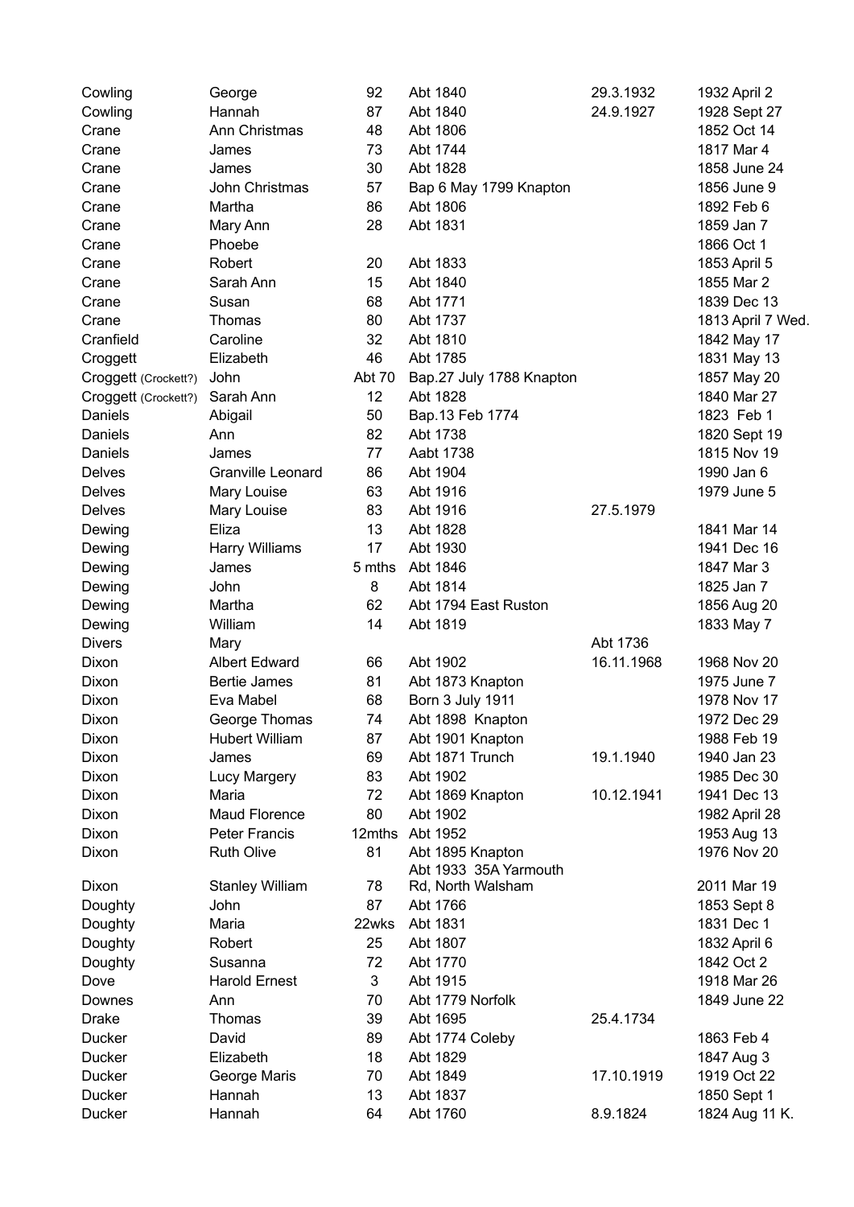| | | | | | |
|---|---|---|---|---|---|
| Cowling | George | 92 | Abt 1840 | 29.3.1932 | 1932 April 2 |
| Cowling | Hannah | 87 | Abt 1840 | 24.9.1927 | 1928 Sept 27 |
| Crane | Ann Christmas | 48 | Abt 1806 | | 1852 Oct 14 |
| Crane | James | 73 | Abt 1744 | | 1817 Mar 4 |
| Crane | James | 30 | Abt 1828 | | 1858 June 24 |
| Crane | John Christmas | 57 | Bap 6 May 1799 Knapton | | 1856 June 9 |
| Crane | Martha | 86 | Abt 1806 | | 1892 Feb 6 |
| Crane | Mary Ann | 28 | Abt 1831 | | 1859 Jan 7 |
| Crane | Phoebe | | | | 1866 Oct 1 |
| Crane | Robert | 20 | Abt 1833 | | 1853 April 5 |
| Crane | Sarah Ann | 15 | Abt 1840 | | 1855 Mar 2 |
| Crane | Susan | 68 | Abt 1771 | | 1839 Dec 13 |
| Crane | Thomas | 80 | Abt 1737 | | 1813 April 7 Wed. |
| Cranfield | Caroline | 32 | Abt 1810 | | 1842 May 17 |
| Croggett | Elizabeth | 46 | Abt 1785 | | 1831 May 13 |
| Croggett (Crockett?) | John | Abt 70 | Bap.27 July 1788 Knapton | | 1857 May 20 |
| Croggett (Crockett?) | Sarah Ann | 12 | Abt 1828 | | 1840 Mar 27 |
| Daniels | Abigail | 50 | Bap.13 Feb 1774 | | 1823 Feb 1 |
| Daniels | Ann | 82 | Abt 1738 | | 1820 Sept 19 |
| Daniels | James | 77 | Aabt 1738 | | 1815 Nov 19 |
| Delves | Granville Leonard | 86 | Abt 1904 | | 1990 Jan 6 |
| Delves | Mary Louise | 63 | Abt 1916 | | 1979 June 5 |
| Delves | Mary Louise | 83 | Abt 1916 | 27.5.1979 | |
| Dewing | Eliza | 13 | Abt 1828 | | 1841 Mar 14 |
| Dewing | Harry Williams | 17 | Abt 1930 | | 1941 Dec 16 |
| Dewing | James | 5 mths | Abt 1846 | | 1847 Mar 3 |
| Dewing | John | 8 | Abt 1814 | | 1825 Jan 7 |
| Dewing | Martha | 62 | Abt 1794 East Ruston | | 1856 Aug 20 |
| Dewing | William | 14 | Abt 1819 | | 1833 May 7 |
| Divers | Mary | | | Abt 1736 | |
| Dixon | Albert Edward | 66 | Abt 1902 | 16.11.1968 | 1968 Nov 20 |
| Dixon | Bertie James | 81 | Abt 1873 Knapton | | 1975 June 7 |
| Dixon | Eva Mabel | 68 | Born 3 July 1911 | | 1978 Nov 17 |
| Dixon | George Thomas | 74 | Abt 1898 Knapton | | 1972 Dec 29 |
| Dixon | Hubert William | 87 | Abt 1901 Knapton | | 1988 Feb 19 |
| Dixon | James | 69 | Abt 1871 Trunch | 19.1.1940 | 1940 Jan 23 |
| Dixon | Lucy Margery | 83 | Abt 1902 | | 1985 Dec 30 |
| Dixon | Maria | 72 | Abt 1869 Knapton | 10.12.1941 | 1941 Dec 13 |
| Dixon | Maud Florence | 80 | Abt 1902 | | 1982 April 28 |
| Dixon | Peter Francis | 12mths | Abt 1952 | | 1953 Aug 13 |
| Dixon | Ruth Olive | 81 | Abt 1895 Knapton | | 1976 Nov 20 |
| Dixon | Stanley William | 78 | Abt 1933 35A Yarmouth Rd, North Walsham | | 2011 Mar 19 |
| Doughty | John | 87 | Abt 1766 | | 1853 Sept 8 |
| Doughty | Maria | 22wks | Abt 1831 | | 1831 Dec 1 |
| Doughty | Robert | 25 | Abt 1807 | | 1832 April 6 |
| Doughty | Susanna | 72 | Abt 1770 | | 1842 Oct 2 |
| Dove | Harold Ernest | 3 | Abt 1915 | | 1918 Mar 26 |
| Downes | Ann | 70 | Abt 1779 Norfolk | | 1849 June 22 |
| Drake | Thomas | 39 | Abt 1695 | 25.4.1734 | |
| Ducker | David | 89 | Abt 1774 Coleby | | 1863 Feb 4 |
| Ducker | Elizabeth | 18 | Abt 1829 | | 1847 Aug 3 |
| Ducker | George Maris | 70 | Abt 1849 | 17.10.1919 | 1919 Oct 22 |
| Ducker | Hannah | 13 | Abt 1837 | | 1850 Sept 1 |
| Ducker | Hannah | 64 | Abt 1760 | 8.9.1824 | 1824 Aug 11 K. |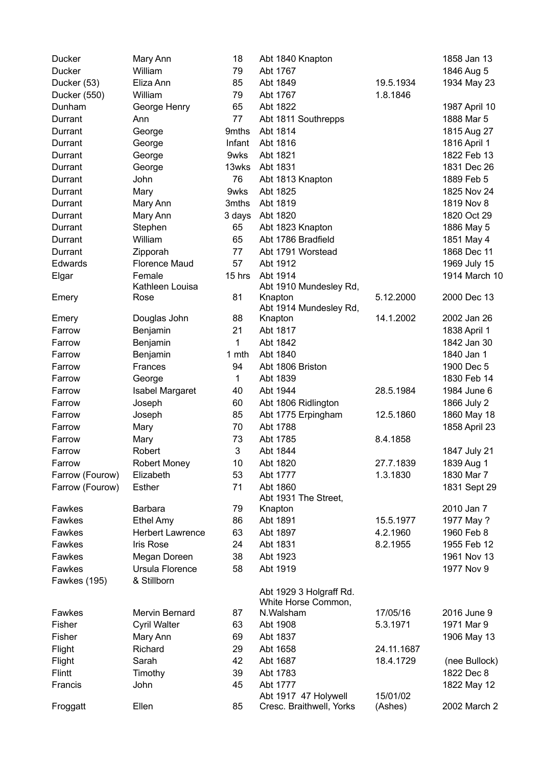| | | | | | |
|---|---|---|---|---|---|
| Ducker | Mary Ann | 18 | Abt 1840 Knapton | | 1858 Jan 13 |
| Ducker | William | 79 | Abt 1767 | | 1846 Aug 5 |
| Ducker (53) | Eliza Ann | 85 | Abt 1849 | 19.5.1934 | 1934 May 23 |
| Ducker (550) | William | 79 | Abt 1767 | 1.8.1846 | |
| Dunham | George Henry | 65 | Abt 1822 | | 1987 April 10 |
| Durrant | Ann | 77 | Abt 1811 Southrepps | | 1888 Mar 5 |
| Durrant | George | 9mths | Abt 1814 | | 1815 Aug 27 |
| Durrant | George | Infant | Abt 1816 | | 1816 April 1 |
| Durrant | George | 9wks | Abt 1821 | | 1822 Feb 13 |
| Durrant | George | 13wks | Abt 1831 | | 1831 Dec 26 |
| Durrant | John | 76 | Abt 1813 Knapton | | 1889 Feb 5 |
| Durrant | Mary | 9wks | Abt 1825 | | 1825 Nov 24 |
| Durrant | Mary Ann | 3mths | Abt 1819 | | 1819 Nov 8 |
| Durrant | Mary Ann | 3 days | Abt 1820 | | 1820 Oct 29 |
| Durrant | Stephen | 65 | Abt 1823 Knapton | | 1886 May 5 |
| Durrant | William | 65 | Abt 1786 Bradfield | | 1851 May 4 |
| Durrant | Zipporah | 77 | Abt 1791 Worstead | | 1868 Dec 11 |
| Edwards | Florence Maud | 57 | Abt 1912 | | 1969 July 15 |
| Elgar | Female | 15 hrs | Abt 1914 | | 1914 March 10 |
| Emery | Kathleen Louisa Rose | 81 | Abt 1910 Mundesley Rd, Knapton | 5.12.2000 | 2000 Dec 13 |
| Emery | Douglas John | 88 | Abt 1914 Mundesley Rd, Knapton | 14.1.2002 | 2002 Jan 26 |
| Farrow | Benjamin | 21 | Abt 1817 | | 1838 April 1 |
| Farrow | Benjamin | 1 | Abt 1842 | | 1842 Jan 30 |
| Farrow | Benjamin | 1 mth | Abt 1840 | | 1840 Jan 1 |
| Farrow | Frances | 94 | Abt 1806 Briston | | 1900 Dec 5 |
| Farrow | George | 1 | Abt 1839 | | 1830 Feb 14 |
| Farrow | Isabel Margaret | 40 | Abt 1944 | 28.5.1984 | 1984 June 6 |
| Farrow | Joseph | 60 | Abt 1806 Ridlington | | 1866 July 2 |
| Farrow | Joseph | 85 | Abt 1775 Erpingham | 12.5.1860 | 1860 May 18 |
| Farrow | Mary | 70 | Abt 1788 | | 1858 April 23 |
| Farrow | Mary | 73 | Abt 1785 | 8.4.1858 | |
| Farrow | Robert | 3 | Abt 1844 | | 1847 July 21 |
| Farrow | Robert Money | 10 | Abt 1820 | 27.7.1839 | 1839 Aug 1 |
| Farrow (Fourow) | Elizabeth | 53 | Abt 1777 | 1.3.1830 | 1830 Mar 7 |
| Farrow (Fourow) | Esther | 71 | Abt 1860 | | 1831 Sept 29 |
| Fawkes | Barbara | 79 | Abt 1931 The Street, Knapton | | 2010 Jan 7 |
| Fawkes | Ethel Amy | 86 | Abt 1891 | 15.5.1977 | 1977 May ? |
| Fawkes | Herbert Lawrence | 63 | Abt 1897 | 4.2.1960 | 1960 Feb 8 |
| Fawkes | Iris Rose | 24 | Abt 1831 | 8.2.1955 | 1955 Feb 12 |
| Fawkes | Megan Doreen | 38 | Abt 1923 | | 1961 Nov 13 |
| Fawkes | Ursula Florence | 58 | Abt 1919 | | 1977 Nov 9 |
| Fawkes (195) | & Stillborn | | | | |
| Fawkes | Mervin Bernard | 87 | Abt 1929 3 Holgraff Rd. White Horse Common, N.Walsham | 17/05/16 | 2016 June 9 |
| Fisher | Cyril Walter | 63 | Abt 1908 | 5.3.1971 | 1971 Mar 9 |
| Fisher | Mary Ann | 69 | Abt 1837 | | 1906 May 13 |
| Flight | Richard | 29 | Abt 1658 | 24.11.1687 | |
| Flight | Sarah | 42 | Abt 1687 | 18.4.1729 | (nee Bullock) |
| Flintt | Timothy | 39 | Abt 1783 | | 1822 Dec 8 |
| Francis | John | 45 | Abt 1777 | | 1822 May 12 |
| Froggatt | Ellen | 85 | Abt 1917 47 Holywell Cresc. Braithwell, Yorks | 15/01/02 (Ashes) | 2002 March 2 |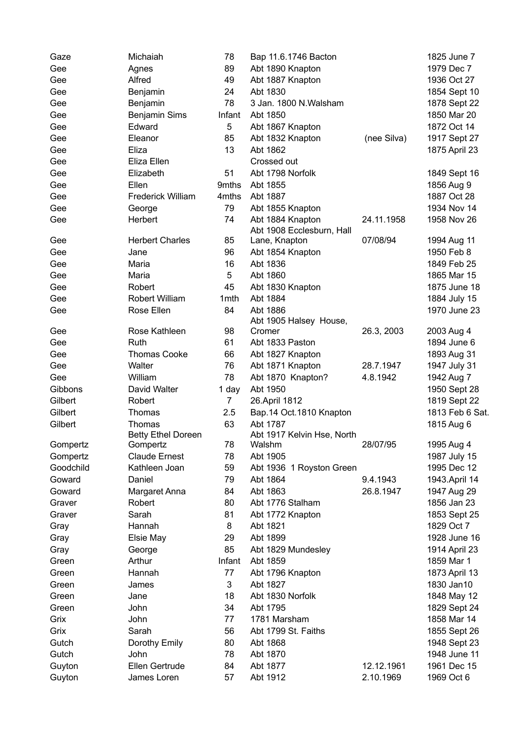| | | | | | |
|---|---|---|---|---|---|
| Gaze | Michaiah | 78 | Bap 11.6.1746 Bacton | | 1825 June 7 |
| Gee | Agnes | 89 | Abt 1890 Knapton | | 1979 Dec 7 |
| Gee | Alfred | 49 | Abt 1887 Knapton | | 1936 Oct 27 |
| Gee | Benjamin | 24 | Abt 1830 | | 1854 Sept 10 |
| Gee | Benjamin | 78 | 3 Jan. 1800 N.Walsham | | 1878 Sept 22 |
| Gee | Benjamin Sims | Infant | Abt 1850 | | 1850 Mar 20 |
| Gee | Edward | 5 | Abt 1867 Knapton | | 1872 Oct 14 |
| Gee | Eleanor | 85 | Abt 1832 Knapton | (nee Silva) | 1917 Sept 27 |
| Gee | Eliza | 13 | Abt 1862 | | 1875 April 23 |
| Gee | Eliza Ellen | | Crossed out | | |
| Gee | Elizabeth | 51 | Abt 1798 Norfolk | | 1849 Sept 16 |
| Gee | Ellen | 9mths | Abt 1855 | | 1856 Aug 9 |
| Gee | Frederick William | 4mths | Abt 1887 | | 1887 Oct 28 |
| Gee | George | 79 | Abt 1855 Knapton | | 1934 Nov 14 |
| Gee | Herbert | 74 | Abt 1884 Knapton | 24.11.1958 | 1958 Nov 26 |
| Gee | Herbert Charles | 85 | Abt 1908 Ecclesburn, Hall Lane, Knapton | 07/08/94 | 1994 Aug 11 |
| Gee | Jane | 96 | Abt 1854 Knapton | | 1950 Feb 8 |
| Gee | Maria | 16 | Abt 1836 | | 1849 Feb 25 |
| Gee | Maria | 5 | Abt 1860 | | 1865 Mar 15 |
| Gee | Robert | 45 | Abt 1830 Knapton | | 1875 June 18 |
| Gee | Robert William | 1mth | Abt 1884 | | 1884 July 15 |
| Gee | Rose Ellen | 84 | Abt 1886 | | 1970 June 23 |
| Gee | Rose Kathleen | 98 | Abt 1905 Halsey House, Cromer | 26.3, 2003 | 2003 Aug 4 |
| Gee | Ruth | 61 | Abt 1833 Paston | | 1894 June 6 |
| Gee | Thomas Cooke | 66 | Abt 1827 Knapton | | 1893 Aug 31 |
| Gee | Walter | 76 | Abt 1871 Knapton | 28.7.1947 | 1947 July 31 |
| Gee | William | 78 | Abt 1870 Knapton? | 4.8.1942 | 1942 Aug 7 |
| Gibbons | David Walter | 1 day | Abt 1950 | | 1950 Sept 28 |
| Gilbert | Robert | 7 | 26.April 1812 | | 1819 Sept 22 |
| Gilbert | Thomas | 2.5 | Bap.14 Oct.1810 Knapton | | 1813 Feb 6 Sat. |
| Gilbert | Thomas | 63 | Abt 1787 | | 1815 Aug 6 |
| Gompertz | Betty Ethel Doreen Gompertz | 78 | Abt 1917 Kelvin Hse, North Walshm | 28/07/95 | 1995 Aug 4 |
| Gompertz | Claude Ernest | 78 | Abt 1905 | | 1987 July 15 |
| Goodchild | Kathleen Joan | 59 | Abt 1936 1 Royston Green | | 1995 Dec 12 |
| Goward | Daniel | 79 | Abt 1864 | 9.4.1943 | 1943.April 14 |
| Goward | Margaret Anna | 84 | Abt 1863 | 26.8.1947 | 1947 Aug 29 |
| Graver | Robert | 80 | Abt 1776 Stalham | | 1856 Jan 23 |
| Graver | Sarah | 81 | Abt 1772 Knapton | | 1853 Sept 25 |
| Gray | Hannah | 8 | Abt 1821 | | 1829 Oct 7 |
| Gray | Elsie May | 29 | Abt 1899 | | 1928 June 16 |
| Gray | George | 85 | Abt 1829 Mundesley | | 1914 April 23 |
| Green | Arthur | Infant | Abt 1859 | | 1859 Mar 1 |
| Green | Hannah | 77 | Abt 1796 Knapton | | 1873 April 13 |
| Green | James | 3 | Abt 1827 | | 1830 Jan10 |
| Green | Jane | 18 | Abt 1830 Norfolk | | 1848 May 12 |
| Green | John | 34 | Abt 1795 | | 1829 Sept 24 |
| Grix | John | 77 | 1781 Marsham | | 1858 Mar 14 |
| Grix | Sarah | 56 | Abt 1799 St. Faiths | | 1855 Sept 26 |
| Gutch | Dorothy Emily | 80 | Abt 1868 | | 1948 Sept 23 |
| Gutch | John | 78 | Abt 1870 | | 1948 June 11 |
| Guyton | Ellen Gertrude | 84 | Abt 1877 | 12.12.1961 | 1961 Dec 15 |
| Guyton | James Loren | 57 | Abt 1912 | 2.10.1969 | 1969 Oct 6 |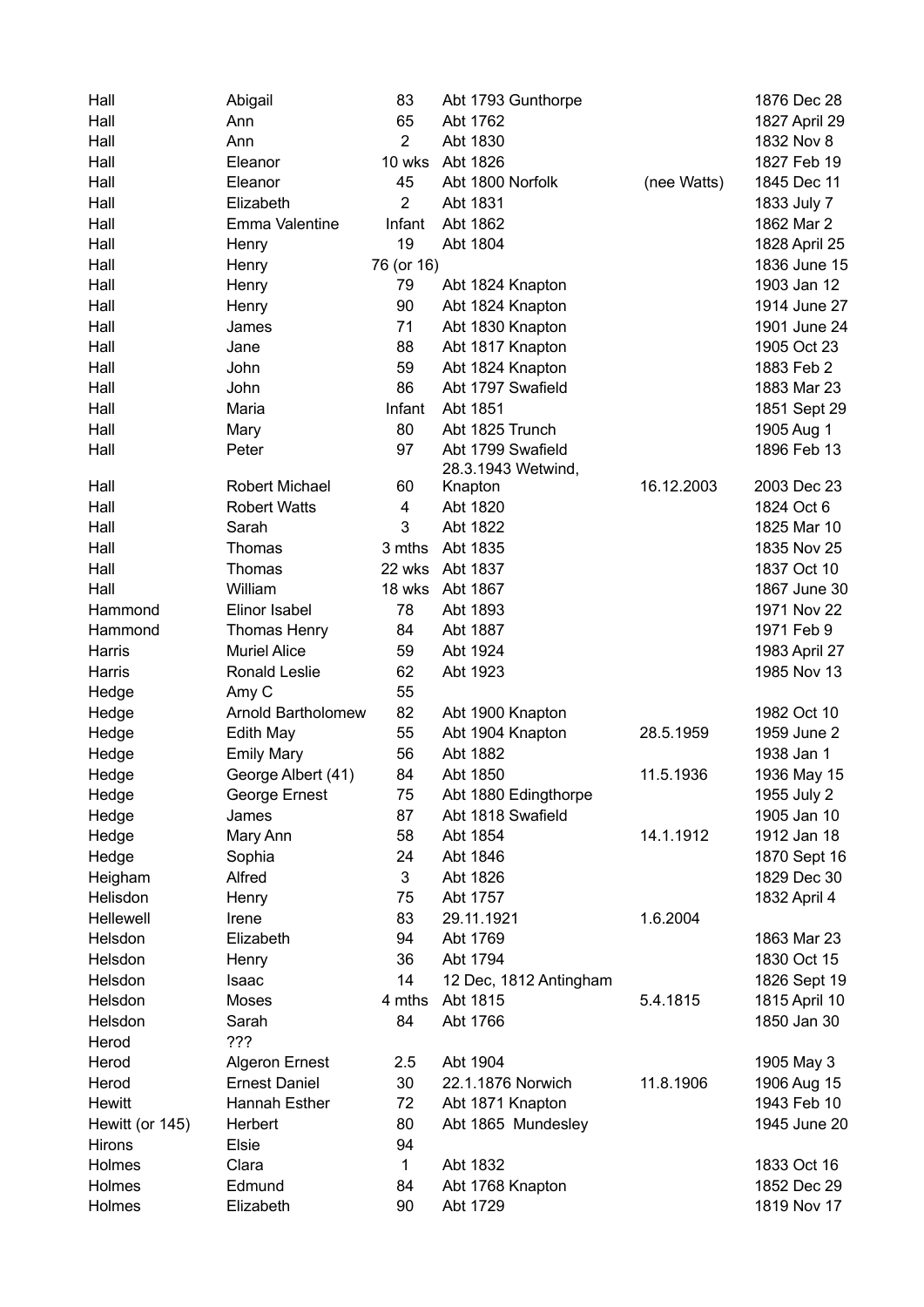| | | | | | |
|---|---|---|---|---|---|
| Hall | Abigail | 83 | Abt 1793 Gunthorpe | | 1876 Dec 28 |
| Hall | Ann | 65 | Abt 1762 | | 1827 April 29 |
| Hall | Ann | 2 | Abt 1830 | | 1832 Nov 8 |
| Hall | Eleanor | 10 wks | Abt 1826 | | 1827 Feb 19 |
| Hall | Eleanor | 45 | Abt 1800 Norfolk | (nee Watts) | 1845 Dec 11 |
| Hall | Elizabeth | 2 | Abt 1831 | | 1833 July 7 |
| Hall | Emma Valentine | Infant | Abt 1862 | | 1862 Mar 2 |
| Hall | Henry | 19 | Abt 1804 | | 1828 April 25 |
| Hall | Henry | 76 (or 16) | | | 1836 June 15 |
| Hall | Henry | 79 | Abt 1824 Knapton | | 1903 Jan 12 |
| Hall | Henry | 90 | Abt 1824 Knapton | | 1914 June 27 |
| Hall | James | 71 | Abt 1830 Knapton | | 1901 June 24 |
| Hall | Jane | 88 | Abt 1817 Knapton | | 1905 Oct 23 |
| Hall | John | 59 | Abt 1824 Knapton | | 1883 Feb 2 |
| Hall | John | 86 | Abt 1797 Swafield | | 1883 Mar 23 |
| Hall | Maria | Infant | Abt 1851 | | 1851 Sept 29 |
| Hall | Mary | 80 | Abt 1825 Trunch | | 1905 Aug 1 |
| Hall | Peter | 97 | Abt 1799 Swafield | | 1896 Feb 13 |
| Hall | Robert Michael | 60 | 28.3.1943 Wetwind, Knapton | 16.12.2003 | 2003 Dec 23 |
| Hall | Robert Watts | 4 | Abt 1820 | | 1824 Oct 6 |
| Hall | Sarah | 3 | Abt 1822 | | 1825 Mar 10 |
| Hall | Thomas | 3 mths | Abt 1835 | | 1835 Nov 25 |
| Hall | Thomas | 22 wks | Abt 1837 | | 1837 Oct 10 |
| Hall | William | 18 wks | Abt 1867 | | 1867 June 30 |
| Hammond | Elinor Isabel | 78 | Abt 1893 | | 1971 Nov 22 |
| Hammond | Thomas Henry | 84 | Abt 1887 | | 1971 Feb 9 |
| Harris | Muriel Alice | 59 | Abt 1924 | | 1983 April 27 |
| Harris | Ronald Leslie | 62 | Abt 1923 | | 1985 Nov 13 |
| Hedge | Amy C | 55 | | | |
| Hedge | Arnold Bartholomew | 82 | Abt 1900 Knapton | | 1982 Oct 10 |
| Hedge | Edith May | 55 | Abt 1904 Knapton | 28.5.1959 | 1959 June 2 |
| Hedge | Emily Mary | 56 | Abt 1882 | | 1938 Jan 1 |
| Hedge | George Albert (41) | 84 | Abt 1850 | 11.5.1936 | 1936 May 15 |
| Hedge | George Ernest | 75 | Abt 1880 Edingthorpe | | 1955 July 2 |
| Hedge | James | 87 | Abt 1818 Swafield | | 1905 Jan 10 |
| Hedge | Mary Ann | 58 | Abt 1854 | 14.1.1912 | 1912 Jan 18 |
| Hedge | Sophia | 24 | Abt 1846 | | 1870 Sept 16 |
| Heigham | Alfred | 3 | Abt 1826 | | 1829 Dec 30 |
| Helisdon | Henry | 75 | Abt 1757 | | 1832 April 4 |
| Hellewell | Irene | 83 | 29.11.1921 | 1.6.2004 | |
| Helsdon | Elizabeth | 94 | Abt 1769 | | 1863 Mar 23 |
| Helsdon | Henry | 36 | Abt 1794 | | 1830 Oct 15 |
| Helsdon | Isaac | 14 | 12 Dec, 1812 Antingham | | 1826 Sept 19 |
| Helsdon | Moses | 4 mths | Abt 1815 | 5.4.1815 | 1815 April 10 |
| Helsdon | Sarah | 84 | Abt 1766 | | 1850 Jan 30 |
| Herod | ??? | | | | |
| Herod | Algeron Ernest | 2.5 | Abt 1904 | | 1905 May 3 |
| Herod | Ernest Daniel | 30 | 22.1.1876 Norwich | 11.8.1906 | 1906 Aug 15 |
| Hewitt | Hannah Esther | 72 | Abt 1871 Knapton | | 1943 Feb 10 |
| Hewitt (or 145) | Herbert | 80 | Abt 1865 Mundesley | | 1945 June 20 |
| Hirons | Elsie | 94 | | | |
| Holmes | Clara | 1 | Abt 1832 | | 1833 Oct 16 |
| Holmes | Edmund | 84 | Abt 1768 Knapton | | 1852 Dec 29 |
| Holmes | Elizabeth | 90 | Abt 1729 | | 1819 Nov 17 |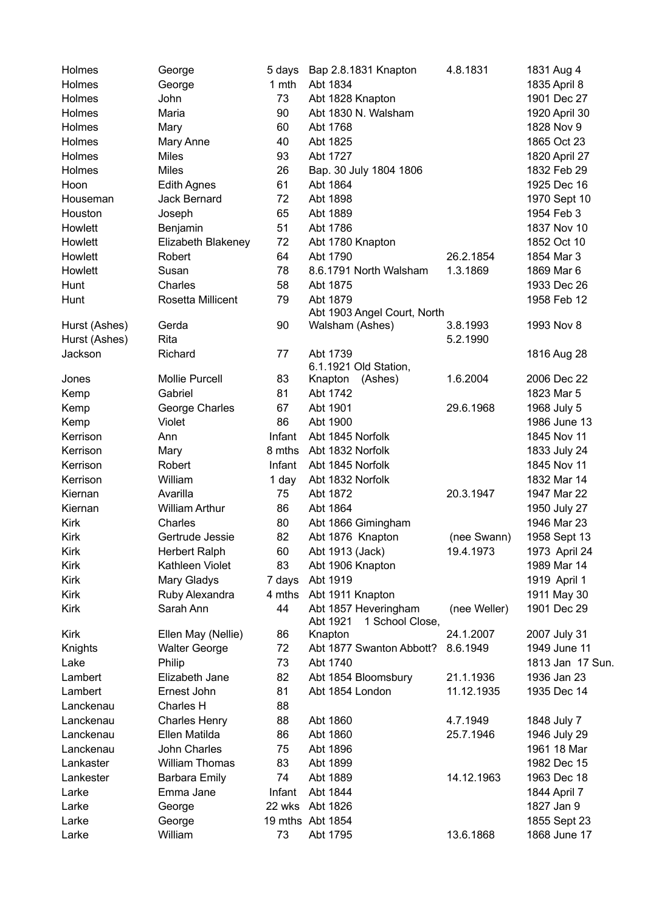| Holmes | George | 5 days | Bap 2.8.1831 Knapton | 4.8.1831 | 1831 Aug 4 |
|---|---|---|---|---|---|
| Holmes | George | 1 mth | Abt 1834 | | 1835 April 8 |
| Holmes | John | 73 | Abt 1828 Knapton | | 1901 Dec 27 |
| Holmes | Maria | 90 | Abt 1830 N. Walsham | | 1920 April 30 |
| Holmes | Mary | 60 | Abt 1768 | | 1828 Nov 9 |
| Holmes | Mary Anne | 40 | Abt 1825 | | 1865 Oct 23 |
| Holmes | Miles | 93 | Abt 1727 | | 1820 April 27 |
| Holmes | Miles | 26 | Bap. 30 July 1804 1806 | | 1832 Feb 29 |
| Hoon | Edith Agnes | 61 | Abt 1864 | | 1925 Dec 16 |
| Houseman | Jack Bernard | 72 | Abt 1898 | | 1970 Sept 10 |
| Houston | Joseph | 65 | Abt 1889 | | 1954 Feb 3 |
| Howlett | Benjamin | 51 | Abt 1786 | | 1837 Nov 10 |
| Howlett | Elizabeth Blakeney | 72 | Abt 1780 Knapton | | 1852 Oct 10 |
| Howlett | Robert | 64 | Abt 1790 | 26.2.1854 | 1854 Mar 3 |
| Howlett | Susan | 78 | 8.6.1791 North Walsham | 1.3.1869 | 1869 Mar 6 |
| Hunt | Charles | 58 | Abt 1875 | | 1933 Dec 26 |
| Hunt | Rosetta Millicent | 79 | Abt 1879 | | 1958 Feb 12 |
| Hurst (Ashes) | Gerda | 90 | Abt 1903 Angel Court, North Walsham (Ashes) | 3.8.1993 | 1993 Nov 8 |
| Hurst (Ashes) | Rita | | | 5.2.1990 | |
| Jackson | Richard | 77 | Abt 1739 | | 1816 Aug 28 |
| Jones | Mollie Purcell | 83 | 6.1.1921 Old Station, Knapton (Ashes) | 1.6.2004 | 2006 Dec 22 |
| Kemp | Gabriel | 81 | Abt 1742 | | 1823 Mar 5 |
| Kemp | George Charles | 67 | Abt 1901 | 29.6.1968 | 1968 July 5 |
| Kemp | Violet | 86 | Abt 1900 | | 1986 June 13 |
| Kerrison | Ann | Infant | Abt 1845 Norfolk | | 1845 Nov 11 |
| Kerrison | Mary | 8 mths | Abt 1832 Norfolk | | 1833 July 24 |
| Kerrison | Robert | Infant | Abt 1845 Norfolk | | 1845 Nov 11 |
| Kerrison | William | 1 day | Abt 1832 Norfolk | | 1832 Mar 14 |
| Kiernan | Avarilla | 75 | Abt 1872 | 20.3.1947 | 1947 Mar 22 |
| Kiernan | William Arthur | 86 | Abt 1864 | | 1950 July 27 |
| Kirk | Charles | 80 | Abt 1866 Gimingham | | 1946 Mar 23 |
| Kirk | Gertrude Jessie | 82 | Abt 1876 Knapton | (nee Swann) | 1958 Sept 13 |
| Kirk | Herbert Ralph | 60 | Abt 1913 (Jack) | 19.4.1973 | 1973 April 24 |
| Kirk | Kathleen Violet | 83 | Abt 1906 Knapton | | 1989 Mar 14 |
| Kirk | Mary Gladys | 7 days | Abt 1919 | | 1919 April 1 |
| Kirk | Ruby Alexandra | 4 mths | Abt 1911 Knapton | | 1911 May 30 |
| Kirk | Sarah Ann | 44 | Abt 1857 Heveringham | (nee Weller) | 1901 Dec 29 |
| Kirk | Ellen May (Nellie) | 86 | Abt 1921 1 School Close, Knapton | 24.1.2007 | 2007 July 31 |
| Knights | Walter George | 72 | Abt 1877 Swanton Abbott? | 8.6.1949 | 1949 June 11 |
| Lake | Philip | 73 | Abt 1740 | | 1813 Jan 17 Sun. |
| Lambert | Elizabeth Jane | 82 | Abt 1854 Bloomsbury | 21.1.1936 | 1936 Jan 23 |
| Lambert | Ernest John | 81 | Abt 1854 London | 11.12.1935 | 1935 Dec 14 |
| Lanckenau | Charles H | 88 | | | |
| Lanckenau | Charles Henry | 88 | Abt 1860 | 4.7.1949 | 1848 July 7 |
| Lanckenau | Ellen Matilda | 86 | Abt 1860 | 25.7.1946 | 1946 July 29 |
| Lanckenau | John Charles | 75 | Abt 1896 | | 1961 18 Mar |
| Lankaster | William Thomas | 83 | Abt 1899 | | 1982 Dec 15 |
| Lankester | Barbara Emily | 74 | Abt 1889 | 14.12.1963 | 1963 Dec 18 |
| Larke | Emma Jane | Infant | Abt 1844 | | 1844 April 7 |
| Larke | George | 22 wks | Abt 1826 | | 1827 Jan 9 |
| Larke | George | 19 mths | Abt 1854 | | 1855 Sept 23 |
| Larke | William | 73 | Abt 1795 | 13.6.1868 | 1868 June 17 |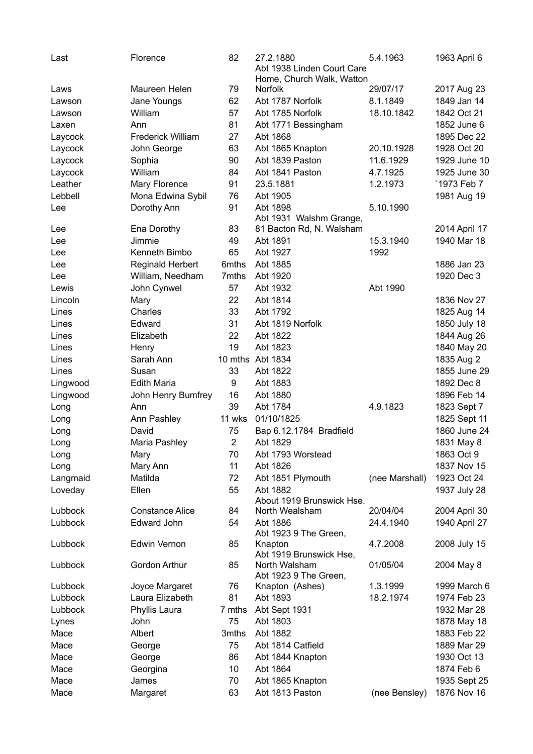| | | | | | |
|---|---|---|---|---|---|
| Last | Florence | 82 | 27.2.1880 Abt 1938 Linden Court Care Home, Church Walk, Watton | 5.4.1963 | 1963 April 6 |
| Laws | Maureen Helen | 79 | Norfolk | 29/07/17 | 2017 Aug 23 |
| Lawson | Jane Youngs | 62 | Abt 1787 Norfolk | 8.1.1849 | 1849 Jan 14 |
| Lawson | William | 57 | Abt 1785 Norfolk | 18.10.1842 | 1842 Oct 21 |
| Laxen | Ann | 81 | Abt 1771 Bessingham | | 1852 June 6 |
| Laycock | Frederick William | 27 | Abt 1868 | | 1895 Dec 22 |
| Laycock | John George | 63 | Abt 1865 Knapton | 20.10.1928 | 1928 Oct 20 |
| Laycock | Sophia | 90 | Abt 1839 Paston | 11.6.1929 | 1929 June 10 |
| Laycock | William | 84 | Abt 1841 Paston | 4.7.1925 | 1925 June 30 |
| Leather | Mary Florence | 91 | 23.5.1881 | 1.2.1973 | `1973 Feb 7 |
| Lebbell | Mona Edwina Sybil | 76 | Abt 1905 | | 1981 Aug 19 |
| Lee | Dorothy Ann | 91 | Abt 1898 | 5.10.1990 | |
| Lee | Ena Dorothy | 83 | Abt 1931 Walshm Grange, 81 Bacton Rd, N. Walsham | | 2014 April 17 |
| Lee | Jimmie | 49 | Abt 1891 | 15.3.1940 | 1940 Mar 18 |
| Lee | Kenneth Bimbo | 65 | Abt 1927 | 1992 | |
| Lee | Reginald Herbert | 6mths | Abt 1885 | | 1886 Jan 23 |
| Lee | William, Needham | 7mths | Abt 1920 | | 1920 Dec 3 |
| Lewis | John Cynwel | 57 | Abt 1932 | Abt 1990 | |
| Lincoln | Mary | 22 | Abt 1814 | | 1836 Nov 27 |
| Lines | Charles | 33 | Abt 1792 | | 1825 Aug 14 |
| Lines | Edward | 31 | Abt 1819 Norfolk | | 1850 July 18 |
| Lines | Elizabeth | 22 | Abt 1822 | | 1844 Aug 26 |
| Lines | Henry | 19 | Abt 1823 | | 1840 May 20 |
| Lines | Sarah Ann | 10 mths | Abt 1834 | | 1835 Aug 2 |
| Lines | Susan | 33 | Abt 1822 | | 1855 June 29 |
| Lingwood | Edith Maria | 9 | Abt 1883 | | 1892 Dec 8 |
| Lingwood | John Henry Bumfrey | 16 | Abt 1880 | | 1896 Feb 14 |
| Long | Ann | 39 | Abt 1784 | 4.9.1823 | 1823 Sept 7 |
| Long | Ann Pashley | 11 wks | 01/10/1825 | | 1825 Sept 11 |
| Long | David | 75 | Bap 6.12.1784 Bradfield | | 1860 June 24 |
| Long | Maria Pashley | 2 | Abt 1829 | | 1831 May 8 |
| Long | Mary | 70 | Abt 1793 Worstead | | 1863 Oct 9 |
| Long | Mary Ann | 11 | Abt 1826 | | 1837 Nov 15 |
| Langmaid | Matilda | 72 | Abt 1851 Plymouth | (nee Marshall) | 1923 Oct 24 |
| Loveday | Ellen | 55 | Abt 1882 | | 1937 July 28 |
| Lubbock | Constance Alice | 84 | About 1919 Brunswick Hse. North Wealsham | 20/04/04 | 2004 April 30 |
| Lubbock | Edward John | 54 | Abt 1886 | 24.4.1940 | 1940 April 27 |
| Lubbock | Edwin Vernon | 85 | Abt 1923 9 The Green, Knapton | 4.7.2008 | 2008 July 15 |
| Lubbock | Gordon Arthur | 85 | Abt 1919 Brunswick Hse, North Walsham | 01/05/04 | 2004 May 8 |
| Lubbock | Joyce Margaret | 76 | Abt 1923 9 The Green, Knapton (Ashes) | 1.3.1999 | 1999 March 6 |
| Lubbock | Laura Elizabeth | 81 | Abt 1893 | 18.2.1974 | 1974 Feb 23 |
| Lubbock | Phyllis Laura | 7 mths | Abt Sept 1931 | | 1932 Mar 28 |
| Lynes | John | 75 | Abt 1803 | | 1878 May 18 |
| Mace | Albert | 3mths | Abt 1882 | | 1883 Feb 22 |
| Mace | George | 75 | Abt 1814 Catfield | | 1889 Mar 29 |
| Mace | George | 86 | Abt 1844 Knapton | | 1930 Oct 13 |
| Mace | Georgina | 10 | Abt 1864 | | 1874 Feb 6 |
| Mace | James | 70 | Abt 1865 Knapton | | 1935 Sept 25 |
| Mace | Margaret | 63 | Abt 1813 Paston | (nee Bensley) | 1876 Nov 16 |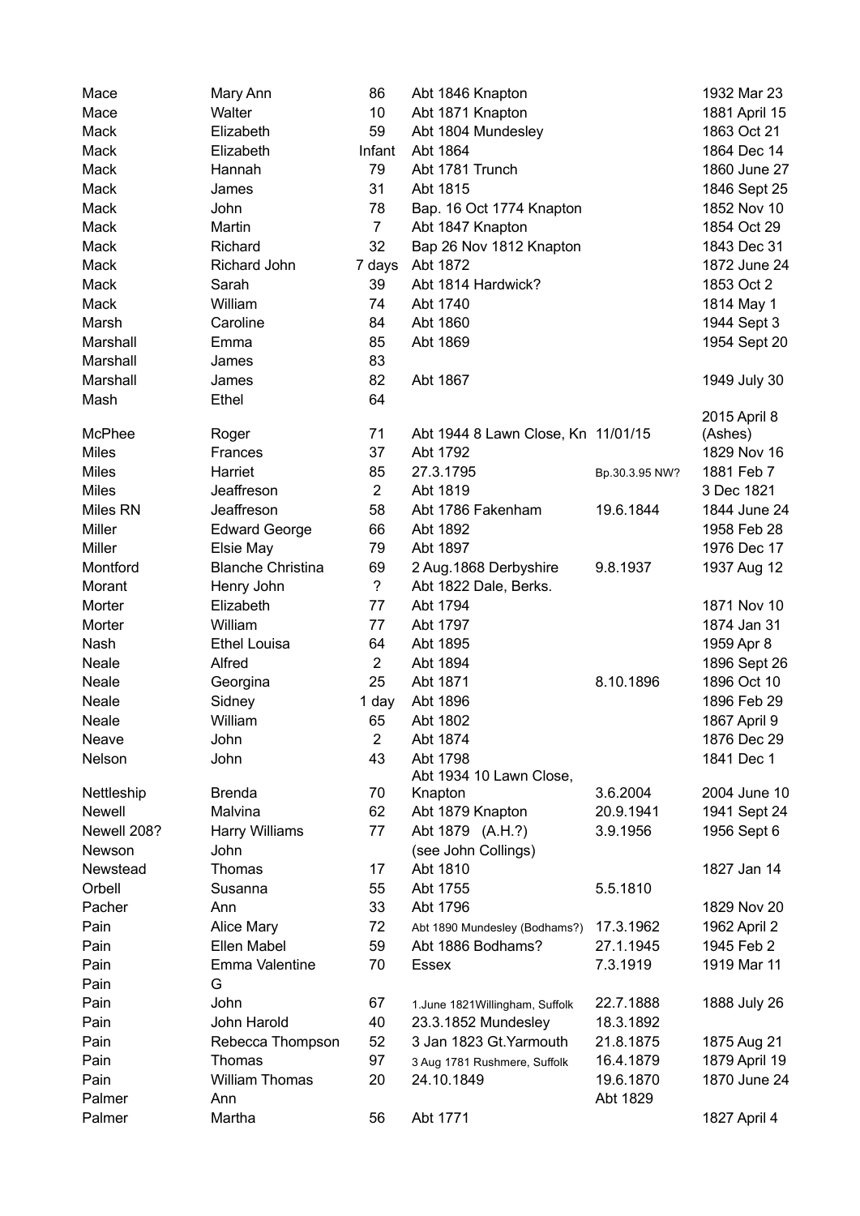| | | | | | |
|---|---|---|---|---|---|
| Mace | Mary Ann | 86 | Abt 1846 Knapton | | 1932 Mar 23 |
| Mace | Walter | 10 | Abt 1871 Knapton | | 1881 April 15 |
| Mack | Elizabeth | 59 | Abt 1804 Mundesley | | 1863 Oct 21 |
| Mack | Elizabeth | Infant | Abt 1864 | | 1864 Dec 14 |
| Mack | Hannah | 79 | Abt 1781 Trunch | | 1860 June 27 |
| Mack | James | 31 | Abt 1815 | | 1846 Sept 25 |
| Mack | John | 78 | Bap. 16 Oct 1774 Knapton | | 1852 Nov 10 |
| Mack | Martin | 7 | Abt 1847 Knapton | | 1854 Oct 29 |
| Mack | Richard | 32 | Bap 26 Nov 1812 Knapton | | 1843 Dec 31 |
| Mack | Richard John | 7 days | Abt 1872 | | 1872 June 24 |
| Mack | Sarah | 39 | Abt 1814 Hardwick? | | 1853 Oct 2 |
| Mack | William | 74 | Abt 1740 | | 1814 May 1 |
| Marsh | Caroline | 84 | Abt 1860 | | 1944 Sept 3 |
| Marshall | Emma | 85 | Abt 1869 | | 1954 Sept 20 |
| Marshall | James | 83 | | | |
| Marshall | James | 82 | Abt 1867 | | 1949 July 30 |
| Mash | Ethel | 64 | | | |
| McPhee | Roger | 71 | Abt 1944 8 Lawn Close, Kn | 11/01/15 | 2015 April 8 (Ashes) |
| Miles | Frances | 37 | Abt 1792 | | 1829 Nov 16 |
| Miles | Harriet | 85 | 27.3.1795 | Bp.30.3.95 NW? | 1881 Feb 7 |
| Miles | Jeaffreson | 2 | Abt 1819 | | 3 Dec 1821 |
| Miles RN | Jeaffreson | 58 | Abt 1786 Fakenham | 19.6.1844 | 1844 June 24 |
| Miller | Edward George | 66 | Abt 1892 | | 1958 Feb 28 |
| Miller | Elsie May | 79 | Abt 1897 | | 1976 Dec 17 |
| Montford | Blanche Christina | 69 | 2 Aug.1868 Derbyshire | 9.8.1937 | 1937 Aug 12 |
| Morant | Henry John | ? | Abt 1822 Dale, Berks. | | |
| Morter | Elizabeth | 77 | Abt 1794 | | 1871 Nov 10 |
| Morter | William | 77 | Abt 1797 | | 1874 Jan 31 |
| Nash | Ethel Louisa | 64 | Abt 1895 | | 1959 Apr 8 |
| Neale | Alfred | 2 | Abt 1894 | | 1896 Sept 26 |
| Neale | Georgina | 25 | Abt 1871 | 8.10.1896 | 1896 Oct 10 |
| Neale | Sidney | 1 day | Abt 1896 | | 1896 Feb 29 |
| Neale | William | 65 | Abt 1802 | | 1867 April 9 |
| Neave | John | 2 | Abt 1874 | | 1876 Dec 29 |
| Nelson | John | 43 | Abt 1798 | | 1841 Dec 1 |
| Nettleship | Brenda | 70 | Abt 1934 10 Lawn Close, Knapton | 3.6.2004 | 2004 June 10 |
| Newell | Malvina | 62 | Abt 1879 Knapton | 20.9.1941 | 1941 Sept 24 |
| Newell 208? | Harry Williams | 77 | Abt 1879 (A.H.?) | 3.9.1956 | 1956 Sept 6 |
| Newson | John | | (see John Collings) | | |
| Newstead | Thomas | 17 | Abt 1810 | | 1827 Jan 14 |
| Orbell | Susanna | 55 | Abt 1755 | 5.5.1810 | |
| Pacher | Ann | 33 | Abt 1796 | | 1829 Nov 20 |
| Pain | Alice Mary | 72 | Abt 1890 Mundesley (Bodhams?) | 17.3.1962 | 1962 April 2 |
| Pain | Ellen Mabel | 59 | Abt 1886 Bodhams? | 27.1.1945 | 1945 Feb 2 |
| Pain | Emma Valentine | 70 | Essex | 7.3.1919 | 1919 Mar 11 |
| Pain | G | | | | |
| Pain | John | 67 | 1.June 1821Willingham, Suffolk | 22.7.1888 | 1888 July 26 |
| Pain | John Harold | 40 | 23.3.1852 Mundesley | 18.3.1892 | |
| Pain | Rebecca Thompson | 52 | 3 Jan 1823 Gt.Yarmouth | 21.8.1875 | 1875 Aug 21 |
| Pain | Thomas | 97 | 3 Aug 1781 Rushmere, Suffolk | 16.4.1879 | 1879 April 19 |
| Pain | William Thomas | 20 | 24.10.1849 | 19.6.1870 | 1870 June 24 |
| Palmer | Ann | | | Abt 1829 | |
| Palmer | Martha | 56 | Abt 1771 | | 1827 April 4 |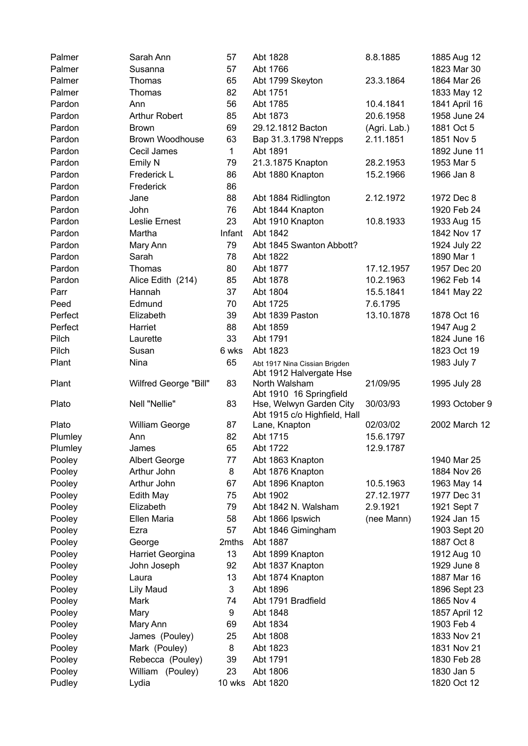| | | | | | |
|---|---|---|---|---|---|
| Palmer | Sarah Ann | 57 | Abt 1828 | 8.8.1885 | 1885 Aug 12 |
| Palmer | Susanna | 57 | Abt 1766 | | 1823 Mar 30 |
| Palmer | Thomas | 65 | Abt 1799 Skeyton | 23.3.1864 | 1864 Mar 26 |
| Palmer | Thomas | 82 | Abt 1751 | | 1833 May 12 |
| Pardon | Ann | 56 | Abt 1785 | 10.4.1841 | 1841 April 16 |
| Pardon | Arthur Robert | 85 | Abt 1873 | 20.6.1958 | 1958 June 24 |
| Pardon | Brown | 69 | 29.12.1812 Bacton | (Agri. Lab.) | 1881 Oct 5 |
| Pardon | Brown Woodhouse | 63 | Bap 31.3.1798 N'repps | 2.11.1851 | 1851 Nov 5 |
| Pardon | Cecil James | 1 | Abt 1891 | | 1892 June 11 |
| Pardon | Emily N | 79 | 21.3.1875 Knapton | 28.2.1953 | 1953 Mar 5 |
| Pardon | Frederick L | 86 | Abt 1880 Knapton | 15.2.1966 | 1966 Jan 8 |
| Pardon | Frederick | 86 | | | |
| Pardon | Jane | 88 | Abt 1884 Ridlington | 2.12.1972 | 1972 Dec 8 |
| Pardon | John | 76 | Abt 1844 Knapton | | 1920 Feb 24 |
| Pardon | Leslie Ernest | 23 | Abt 1910 Knapton | 10.8.1933 | 1933 Aug 15 |
| Pardon | Martha | Infant | Abt 1842 | | 1842 Nov 17 |
| Pardon | Mary Ann | 79 | Abt 1845 Swanton Abbott? | | 1924 July 22 |
| Pardon | Sarah | 78 | Abt 1822 | | 1890 Mar 1 |
| Pardon | Thomas | 80 | Abt 1877 | 17.12.1957 | 1957 Dec 20 |
| Pardon | Alice Edith (214) | 85 | Abt 1878 | 10.2.1963 | 1962 Feb 14 |
| Parr | Hannah | 37 | Abt 1804 | 15.5.1841 | 1841 May 22 |
| Peed | Edmund | 70 | Abt 1725 | 7.6.1795 | |
| Perfect | Elizabeth | 39 | Abt 1839 Paston | 13.10.1878 | 1878 Oct 16 |
| Perfect | Harriet | 88 | Abt 1859 | | 1947 Aug 2 |
| Pilch | Laurette | 33 | Abt 1791 | | 1824 June 16 |
| Pilch | Susan | 6 wks | Abt 1823 | | 1823 Oct 19 |
| Plant | Nina | 65 | Abt 1917 Nina Cissian Brigden | | 1983 July 7 |
| Plant | Wilfred George "Bill" | 83 | Abt 1912 Halvergate Hse North Walsham | 21/09/95 | 1995 July 28 |
| Plato | Nell "Nellie" | 83 | Abt 1910 16 Springfield Hse, Welwyn Garden City | 30/03/93 | 1993 October 9 |
| Plato | William George | 87 | Abt 1915 c/o Highfield, Hall Lane, Knapton | 02/03/02 | 2002 March 12 |
| Plumley | Ann | 82 | Abt 1715 | 15.6.1797 | |
| Plumley | James | 65 | Abt 1722 | 12.9.1787 | |
| Pooley | Albert George | 77 | Abt 1863 Knapton | | 1940 Mar 25 |
| Pooley | Arthur John | 8 | Abt 1876 Knapton | | 1884 Nov 26 |
| Pooley | Arthur John | 67 | Abt 1896 Knapton | 10.5.1963 | 1963 May 14 |
| Pooley | Edith May | 75 | Abt 1902 | 27.12.1977 | 1977 Dec 31 |
| Pooley | Elizabeth | 79 | Abt 1842 N. Walsham | 2.9.1921 | 1921 Sept 7 |
| Pooley | Ellen Maria | 58 | Abt 1866 Ipswich | (nee Mann) | 1924 Jan 15 |
| Pooley | Ezra | 57 | Abt 1846 Gimingham | | 1903 Sept 20 |
| Pooley | George | 2mths | Abt 1887 | | 1887 Oct 8 |
| Pooley | Harriet Georgina | 13 | Abt 1899 Knapton | | 1912 Aug 10 |
| Pooley | John Joseph | 92 | Abt 1837 Knapton | | 1929 June 8 |
| Pooley | Laura | 13 | Abt 1874 Knapton | | 1887 Mar 16 |
| Pooley | Lily Maud | 3 | Abt 1896 | | 1896 Sept 23 |
| Pooley | Mark | 74 | Abt 1791 Bradfield | | 1865 Nov 4 |
| Pooley | Mary | 9 | Abt 1848 | | 1857 April 12 |
| Pooley | Mary Ann | 69 | Abt 1834 | | 1903 Feb 4 |
| Pooley | James (Pouley) | 25 | Abt 1808 | | 1833 Nov 21 |
| Pooley | Mark (Pouley) | 8 | Abt 1823 | | 1831 Nov 21 |
| Pooley | Rebecca (Pouley) | 39 | Abt 1791 | | 1830 Feb 28 |
| Pooley | William (Pouley) | 23 | Abt 1806 | | 1830 Jan 5 |
| Pudley | Lydia | 10 wks | Abt 1820 | | 1820 Oct 12 |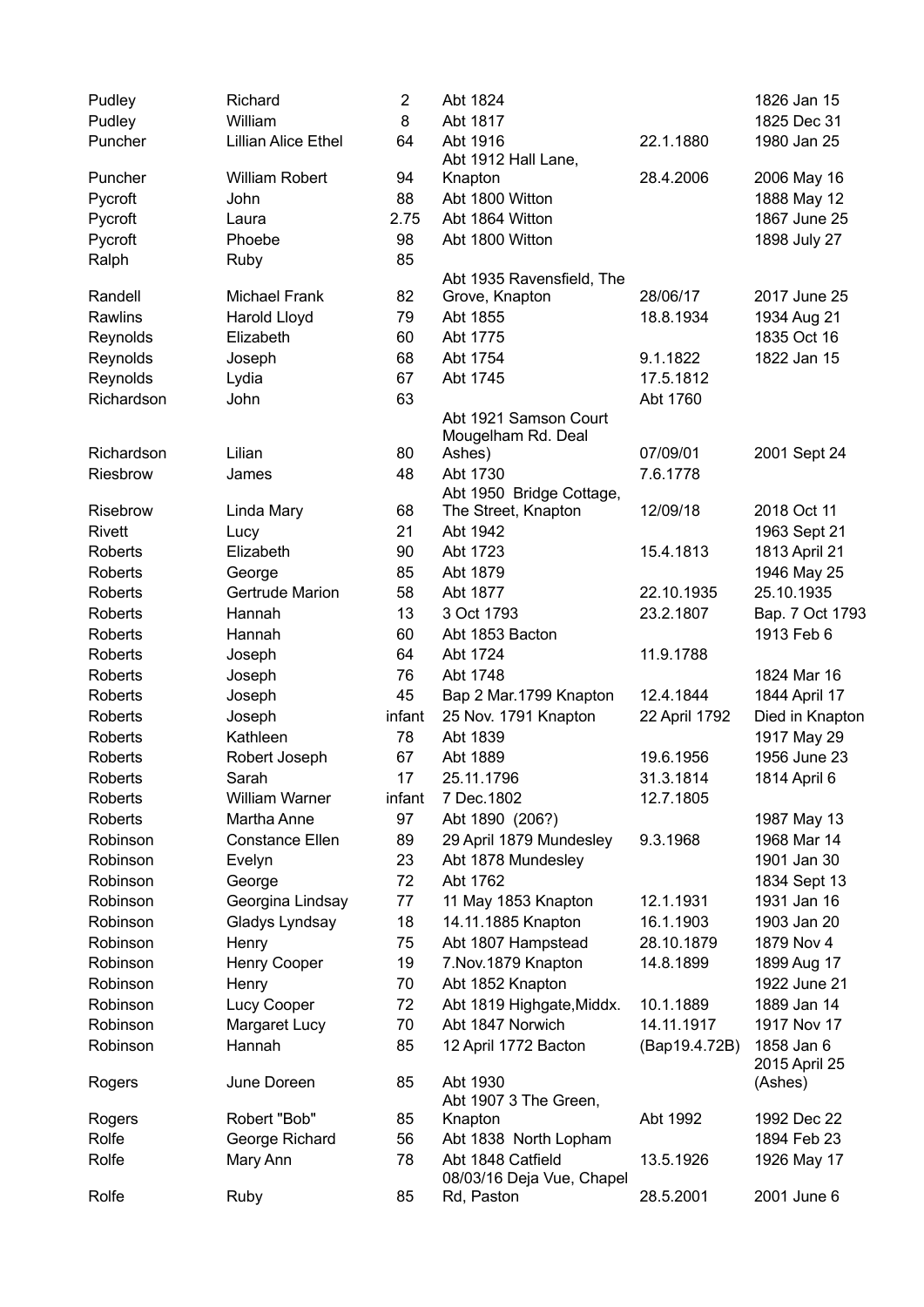| | | | | | |
|---|---|---|---|---|---|
| Pudley | Richard | 2 | Abt 1824 | | 1826 Jan 15 |
| Pudley | William | 8 | Abt 1817 | | 1825 Dec 31 |
| Puncher | Lillian Alice Ethel | 64 | Abt 1916 | 22.1.1880 | 1980 Jan 25 |
| Puncher | William Robert | 94 | Abt 1912 Hall Lane, Knapton | 28.4.2006 | 2006 May 16 |
| Pycroft | John | 88 | Abt 1800 Witton | | 1888 May 12 |
| Pycroft | Laura | 2.75 | Abt 1864 Witton | | 1867 June 25 |
| Pycroft | Phoebe | 98 | Abt 1800 Witton | | 1898 July 27 |
| Ralph | Ruby | 85 | | | |
| Randell | Michael Frank | 82 | Abt 1935 Ravensfield, The Grove, Knapton | 28/06/17 | 2017 June 25 |
| Rawlins | Harold Lloyd | 79 | Abt 1855 | 18.8.1934 | 1934 Aug 21 |
| Reynolds | Elizabeth | 60 | Abt 1775 | | 1835 Oct 16 |
| Reynolds | Joseph | 68 | Abt 1754 | 9.1.1822 | 1822 Jan 15 |
| Reynolds | Lydia | 67 | Abt 1745 | 17.5.1812 | |
| Richardson | John | 63 | | Abt 1760 | |
| Richardson | Lilian | 80 | Abt 1921 Samson Court Mougelham Rd. Deal Ashes) | 07/09/01 | 2001 Sept 24 |
| Riesbrow | James | 48 | Abt 1730 | 7.6.1778 | |
| Risebrow | Linda Mary | 68 | Abt 1950 Bridge Cottage, The Street, Knapton | 12/09/18 | 2018 Oct 11 |
| Rivett | Lucy | 21 | Abt 1942 | | 1963 Sept 21 |
| Roberts | Elizabeth | 90 | Abt 1723 | 15.4.1813 | 1813 April 21 |
| Roberts | George | 85 | Abt 1879 | | 1946 May 25 |
| Roberts | Gertrude Marion | 58 | Abt 1877 | 22.10.1935 | 25.10.1935 |
| Roberts | Hannah | 13 | 3 Oct 1793 | 23.2.1807 | Bap. 7 Oct 1793 |
| Roberts | Hannah | 60 | Abt 1853 Bacton | | 1913 Feb 6 |
| Roberts | Joseph | 64 | Abt 1724 | 11.9.1788 | |
| Roberts | Joseph | 76 | Abt 1748 | | 1824 Mar 16 |
| Roberts | Joseph | 45 | Bap 2 Mar.1799 Knapton | 12.4.1844 | 1844 April 17 |
| Roberts | Joseph | infant | 25 Nov. 1791 Knapton | 22 April 1792 | Died in Knapton |
| Roberts | Kathleen | 78 | Abt 1839 | | 1917 May 29 |
| Roberts | Robert Joseph | 67 | Abt 1889 | 19.6.1956 | 1956 June 23 |
| Roberts | Sarah | 17 | 25.11.1796 | 31.3.1814 | 1814 April 6 |
| Roberts | William Warner | infant | 7 Dec.1802 | 12.7.1805 | |
| Roberts | Martha Anne | 97 | Abt 1890 (206?) | | 1987 May 13 |
| Robinson | Constance Ellen | 89 | 29 April 1879 Mundesley | 9.3.1968 | 1968 Mar 14 |
| Robinson | Evelyn | 23 | Abt 1878 Mundesley | | 1901 Jan 30 |
| Robinson | George | 72 | Abt 1762 | | 1834 Sept 13 |
| Robinson | Georgina Lindsay | 77 | 11 May 1853 Knapton | 12.1.1931 | 1931 Jan 16 |
| Robinson | Gladys Lyndsay | 18 | 14.11.1885 Knapton | 16.1.1903 | 1903 Jan 20 |
| Robinson | Henry | 75 | Abt 1807 Hampstead | 28.10.1879 | 1879 Nov 4 |
| Robinson | Henry Cooper | 19 | 7.Nov.1879 Knapton | 14.8.1899 | 1899 Aug 17 |
| Robinson | Henry | 70 | Abt 1852 Knapton | | 1922 June 21 |
| Robinson | Lucy Cooper | 72 | Abt 1819 Highgate,Middx. | 10.1.1889 | 1889 Jan 14 |
| Robinson | Margaret Lucy | 70 | Abt 1847 Norwich | 14.11.1917 | 1917 Nov 17 |
| Robinson | Hannah | 85 | 12 April 1772 Bacton | (Bap19.4.72B) | 1858 Jan 6 |
| Rogers | June Doreen | 85 | Abt 1930 | | 2015 April 25 (Ashes) |
| Rogers | Robert "Bob" | 85 | Abt 1907 3 The Green, Knapton | Abt 1992 | 1992 Dec 22 |
| Rolfe | George Richard | 56 | Abt 1838 North Lopham | | 1894 Feb 23 |
| Rolfe | Mary Ann | 78 | Abt 1848 Catfield | 13.5.1926 | 1926 May 17 |
| Rolfe | Ruby | 85 | 08/03/16 Deja Vue, Chapel Rd, Paston | 28.5.2001 | 2001 June 6 |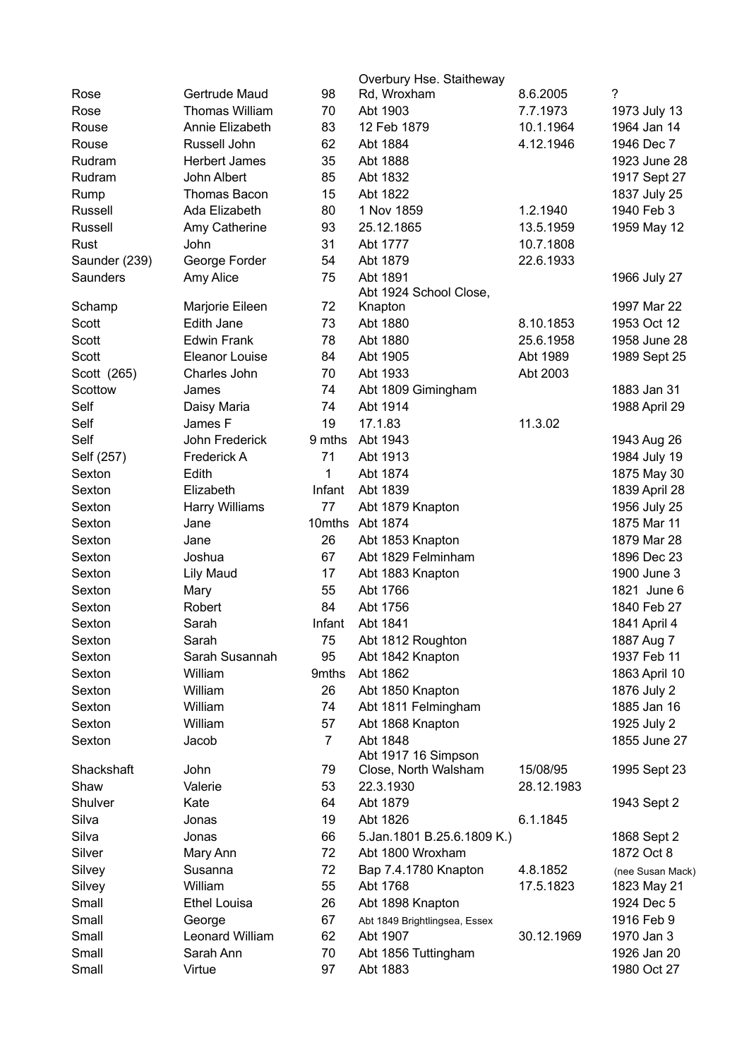| | | | | | |
|---|---|---|---|---|---|
| Rose | Gertrude Maud | 98 | Overbury Hse. Staitheway Rd, Wroxham | 8.6.2005 | ? |
| Rose | Thomas William | 70 | Abt 1903 | 7.7.1973 | 1973 July 13 |
| Rouse | Annie Elizabeth | 83 | 12 Feb 1879 | 10.1.1964 | 1964 Jan 14 |
| Rouse | Russell John | 62 | Abt 1884 | 4.12.1946 | 1946 Dec 7 |
| Rudram | Herbert James | 35 | Abt 1888 | | 1923 June 28 |
| Rudram | John Albert | 85 | Abt 1832 | | 1917 Sept 27 |
| Rump | Thomas Bacon | 15 | Abt 1822 | | 1837 July 25 |
| Russell | Ada Elizabeth | 80 | 1 Nov 1859 | 1.2.1940 | 1940 Feb 3 |
| Russell | Amy Catherine | 93 | 25.12.1865 | 13.5.1959 | 1959 May 12 |
| Rust | John | 31 | Abt 1777 | 10.7.1808 | |
| Saunder (239) | George Forder | 54 | Abt 1879 | 22.6.1933 | |
| Saunders | Amy Alice | 75 | Abt 1891 | | 1966 July 27 |
| Schamp | Marjorie Eileen | 72 | Abt 1924 School Close, Knapton | | 1997 Mar 22 |
| Scott | Edith Jane | 73 | Abt 1880 | 8.10.1853 | 1953 Oct 12 |
| Scott | Edwin Frank | 78 | Abt 1880 | 25.6.1958 | 1958 June 28 |
| Scott | Eleanor Louise | 84 | Abt 1905 | Abt 1989 | 1989 Sept 25 |
| Scott (265) | Charles John | 70 | Abt 1933 | Abt 2003 | |
| Scottow | James | 74 | Abt 1809 Gimingham | | 1883 Jan 31 |
| Self | Daisy Maria | 74 | Abt 1914 | | 1988 April 29 |
| Self | James F | 19 | 17.1.83 | 11.3.02 | |
| Self | John Frederick | 9 mths | Abt 1943 | | 1943 Aug 26 |
| Self (257) | Frederick A | 71 | Abt 1913 | | 1984 July 19 |
| Sexton | Edith | 1 | Abt 1874 | | 1875 May 30 |
| Sexton | Elizabeth | Infant | Abt 1839 | | 1839 April 28 |
| Sexton | Harry Williams | 77 | Abt 1879 Knapton | | 1956 July 25 |
| Sexton | Jane | 10mths | Abt 1874 | | 1875 Mar 11 |
| Sexton | Jane | 26 | Abt 1853 Knapton | | 1879 Mar 28 |
| Sexton | Joshua | 67 | Abt 1829 Felminham | | 1896 Dec 23 |
| Sexton | Lily Maud | 17 | Abt 1883 Knapton | | 1900 June 3 |
| Sexton | Mary | 55 | Abt 1766 | | 1821 June 6 |
| Sexton | Robert | 84 | Abt 1756 | | 1840 Feb 27 |
| Sexton | Sarah | Infant | Abt 1841 | | 1841 April 4 |
| Sexton | Sarah | 75 | Abt 1812 Roughton | | 1887 Aug 7 |
| Sexton | Sarah Susannah | 95 | Abt 1842 Knapton | | 1937 Feb 11 |
| Sexton | William | 9mths | Abt 1862 | | 1863 April 10 |
| Sexton | William | 26 | Abt 1850 Knapton | | 1876 July 2 |
| Sexton | William | 74 | Abt 1811 Felmingham | | 1885 Jan 16 |
| Sexton | William | 57 | Abt 1868 Knapton | | 1925 July 2 |
| Sexton | Jacob | 7 | Abt 1848 | | 1855 June 27 |
| Shackshaft | John | 79 | Abt 1917 16 Simpson Close, North Walsham | 15/08/95 | 1995 Sept 23 |
| Shaw | Valerie | 53 | 22.3.1930 | 28.12.1983 | |
| Shulver | Kate | 64 | Abt 1879 | | 1943 Sept 2 |
| Silva | Jonas | 19 | Abt 1826 | 6.1.1845 | |
| Silva | Jonas | 66 | 5.Jan.1801 B.25.6.1809 K.) | | 1868 Sept 2 |
| Silver | Mary Ann | 72 | Abt 1800 Wroxham | | 1872 Oct 8 |
| Silvey | Susanna | 72 | Bap 7.4.1780 Knapton | 4.8.1852 | (nee Susan Mack) |
| Silvey | William | 55 | Abt 1768 | 17.5.1823 | 1823 May 21 |
| Small | Ethel Louisa | 26 | Abt 1898 Knapton | | 1924 Dec 5 |
| Small | George | 67 | Abt 1849 Brightlingsea, Essex | | 1916 Feb 9 |
| Small | Leonard William | 62 | Abt 1907 | 30.12.1969 | 1970 Jan 3 |
| Small | Sarah Ann | 70 | Abt 1856 Tuttingham | | 1926 Jan 20 |
| Small | Virtue | 97 | Abt 1883 | | 1980 Oct 27 |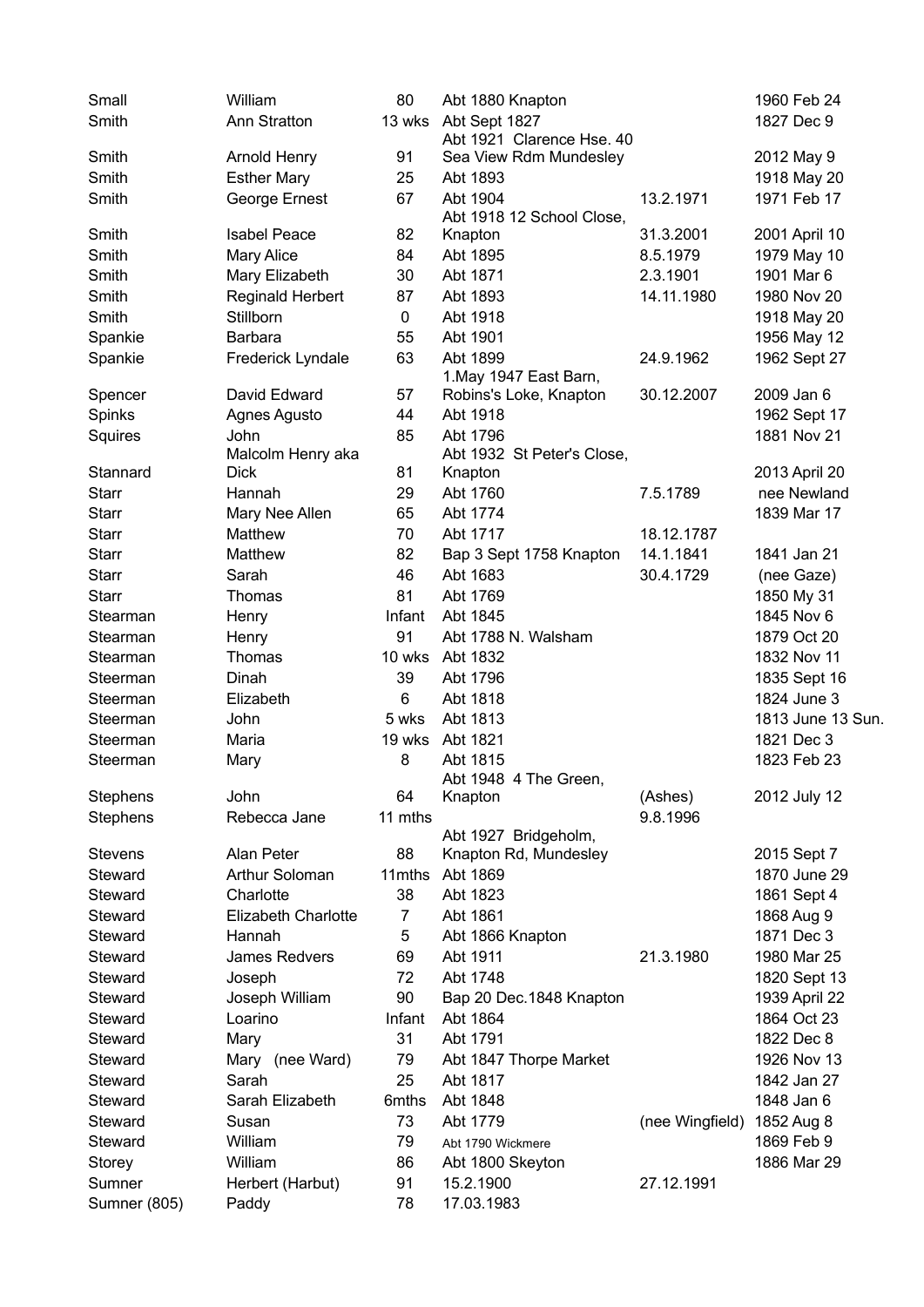| | | | | | |
|---|---|---|---|---|---|
| Small | William | 80 | Abt 1880 Knapton | | 1960 Feb 24 |
| Smith | Ann Stratton | 13 wks | Abt Sept 1827 | | 1827 Dec 9 |
| Smith | Arnold Henry | 91 | Abt 1921 Clarence Hse. 40 Sea View Rdm Mundesley | | 2012 May 9 |
| Smith | Esther Mary | 25 | Abt 1893 | | 1918 May 20 |
| Smith | George Ernest | 67 | Abt 1904 | 13.2.1971 | 1971 Feb 17 |
| Smith | Isabel Peace | 82 | Abt 1918 12 School Close, Knapton | 31.3.2001 | 2001 April 10 |
| Smith | Mary Alice | 84 | Abt 1895 | 8.5.1979 | 1979 May 10 |
| Smith | Mary Elizabeth | 30 | Abt 1871 | 2.3.1901 | 1901 Mar 6 |
| Smith | Reginald Herbert | 87 | Abt 1893 | 14.11.1980 | 1980 Nov 20 |
| Smith | Stillborn | 0 | Abt 1918 | | 1918 May 20 |
| Spankie | Barbara | 55 | Abt 1901 | | 1956 May 12 |
| Spankie | Frederick Lyndale | 63 | Abt 1899 | 24.9.1962 | 1962 Sept 27 |
| Spencer | David Edward | 57 | 1.May 1947 East Barn, Robins's Loke, Knapton | 30.12.2007 | 2009 Jan 6 |
| Spinks | Agnes Agusto | 44 | Abt 1918 | | 1962 Sept 17 |
| Squires | John | 85 | Abt 1796 | | 1881 Nov 21 |
| Stannard | Malcolm Henry aka Dick | 81 | Abt 1932 St Peter's Close, Knapton | | 2013 April 20 |
| Starr | Hannah | 29 | Abt 1760 | 7.5.1789 | nee Newland |
| Starr | Mary Nee Allen | 65 | Abt 1774 | | 1839 Mar 17 |
| Starr | Matthew | 70 | Abt 1717 | 18.12.1787 | |
| Starr | Matthew | 82 | Bap 3 Sept 1758 Knapton | 14.1.1841 | 1841 Jan 21 |
| Starr | Sarah | 46 | Abt 1683 | 30.4.1729 | (nee Gaze) |
| Starr | Thomas | 81 | Abt 1769 | | 1850 My 31 |
| Stearman | Henry | Infant | Abt 1845 | | 1845 Nov 6 |
| Stearman | Henry | 91 | Abt 1788 N. Walsham | | 1879 Oct 20 |
| Stearman | Thomas | 10 wks | Abt 1832 | | 1832 Nov 11 |
| Steerman | Dinah | 39 | Abt 1796 | | 1835 Sept 16 |
| Steerman | Elizabeth | 6 | Abt 1818 | | 1824 June 3 |
| Steerman | John | 5 wks | Abt 1813 | | 1813 June 13 Sun. |
| Steerman | Maria | 19 wks | Abt 1821 | | 1821 Dec 3 |
| Steerman | Mary | 8 | Abt 1815 | | 1823 Feb 23 |
| Stephens | John | 64 | Abt 1948 4 The Green, Knapton | (Ashes) | 2012 July 12 |
| Stephens | Rebecca Jane | 11 mths | | 9.8.1996 | |
| Stevens | Alan Peter | 88 | Abt 1927 Bridgeholm, Knapton Rd, Mundesley | | 2015 Sept 7 |
| Steward | Arthur Soloman | 11mths | Abt 1869 | | 1870 June 29 |
| Steward | Charlotte | 38 | Abt 1823 | | 1861 Sept 4 |
| Steward | Elizabeth Charlotte | 7 | Abt 1861 | | 1868 Aug 9 |
| Steward | Hannah | 5 | Abt 1866 Knapton | | 1871 Dec 3 |
| Steward | James Redvers | 69 | Abt 1911 | 21.3.1980 | 1980 Mar 25 |
| Steward | Joseph | 72 | Abt 1748 | | 1820 Sept 13 |
| Steward | Joseph William | 90 | Bap 20 Dec.1848 Knapton | | 1939 April 22 |
| Steward | Loarino | Infant | Abt 1864 | | 1864 Oct 23 |
| Steward | Mary | 31 | Abt 1791 | | 1822 Dec 8 |
| Steward | Mary (nee Ward) | 79 | Abt 1847 Thorpe Market | | 1926 Nov 13 |
| Steward | Sarah | 25 | Abt 1817 | | 1842 Jan 27 |
| Steward | Sarah Elizabeth | 6mths | Abt 1848 | | 1848 Jan 6 |
| Steward | Susan | 73 | Abt 1779 | (nee Wingfield) | 1852 Aug 8 |
| Steward | William | 79 | Abt 1790 Wickmere | | 1869 Feb 9 |
| Storey | William | 86 | Abt 1800 Skeyton | | 1886 Mar 29 |
| Sumner | Herbert (Harbut) | 91 | 15.2.1900 | 27.12.1991 | |
| Sumner (805) | Paddy | 78 | 17.03.1983 | | |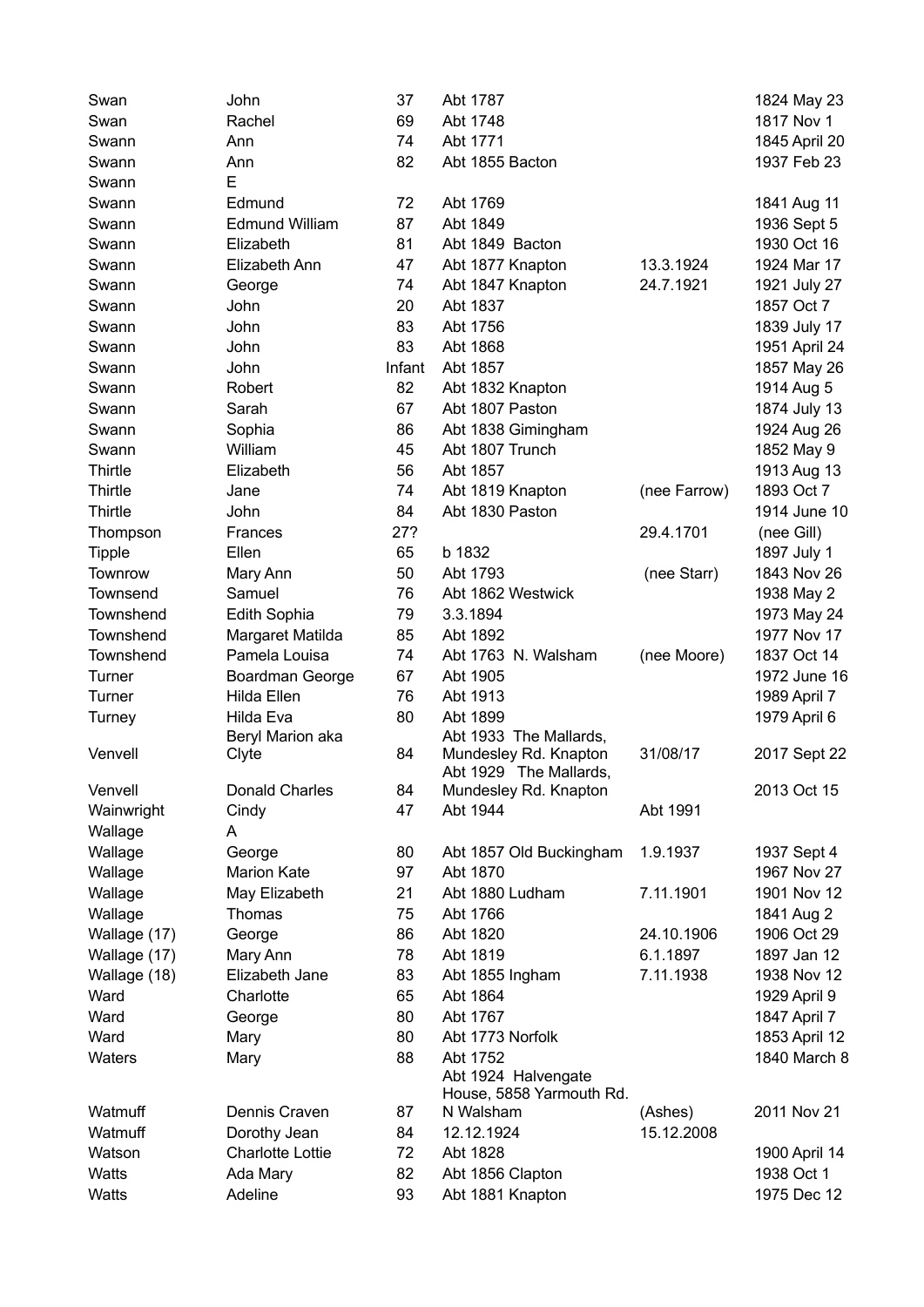| | | | | | |
|---|---|---|---|---|---|
| Swan | John | 37 | Abt 1787 | | 1824 May 23 |
| Swan | Rachel | 69 | Abt 1748 | | 1817 Nov 1 |
| Swann | Ann | 74 | Abt 1771 | | 1845 April 20 |
| Swann | Ann | 82 | Abt 1855 Bacton | | 1937 Feb 23 |
| Swann | E | | | | |
| Swann | Edmund | 72 | Abt 1769 | | 1841 Aug 11 |
| Swann | Edmund William | 87 | Abt 1849 | | 1936 Sept 5 |
| Swann | Elizabeth | 81 | Abt 1849 Bacton | | 1930 Oct 16 |
| Swann | Elizabeth Ann | 47 | Abt 1877 Knapton | 13.3.1924 | 1924 Mar 17 |
| Swann | George | 74 | Abt 1847 Knapton | 24.7.1921 | 1921 July 27 |
| Swann | John | 20 | Abt 1837 | | 1857 Oct 7 |
| Swann | John | 83 | Abt 1756 | | 1839 July 17 |
| Swann | John | 83 | Abt 1868 | | 1951 April 24 |
| Swann | John | Infant | Abt 1857 | | 1857 May 26 |
| Swann | Robert | 82 | Abt 1832 Knapton | | 1914 Aug 5 |
| Swann | Sarah | 67 | Abt 1807 Paston | | 1874 July 13 |
| Swann | Sophia | 86 | Abt 1838 Gimingham | | 1924 Aug 26 |
| Swann | William | 45 | Abt 1807 Trunch | | 1852 May 9 |
| Thirtle | Elizabeth | 56 | Abt 1857 | | 1913 Aug 13 |
| Thirtle | Jane | 74 | Abt 1819 Knapton | (nee Farrow) | 1893 Oct 7 |
| Thirtle | John | 84 | Abt 1830 Paston | | 1914 June 10 |
| Thompson | Frances | 27? | | 29.4.1701 | (nee Gill) |
| Tipple | Ellen | 65 | b 1832 | | 1897 July 1 |
| Townrow | Mary Ann | 50 | Abt 1793 | (nee Starr) | 1843 Nov 26 |
| Townsend | Samuel | 76 | Abt 1862 Westwick | | 1938 May 2 |
| Townshend | Edith Sophia | 79 | 3.3.1894 | | 1973 May 24 |
| Townshend | Margaret Matilda | 85 | Abt 1892 | | 1977 Nov 17 |
| Townshend | Pamela Louisa | 74 | Abt 1763 N. Walsham | (nee Moore) | 1837 Oct 14 |
| Turner | Boardman George | 67 | Abt 1905 | | 1972 June 16 |
| Turner | Hilda Ellen | 76 | Abt 1913 | | 1989 April 7 |
| Turney | Hilda Eva | 80 | Abt 1899 | | 1979 April 6 |
| Venvell | Beryl Marion aka Clyte | 84 | Abt 1933 The Mallards, Mundesley Rd. Knapton | 31/08/17 | 2017 Sept 22 |
| Venvell | Donald Charles | 84 | Abt 1929 The Mallards, Mundesley Rd. Knapton | | 2013 Oct 15 |
| Wainwright | Cindy | 47 | Abt 1944 | Abt 1991 | |
| Wallage | A | | | | |
| Wallage | George | 80 | Abt 1857 Old Buckingham | 1.9.1937 | 1937 Sept 4 |
| Wallage | Marion Kate | 97 | Abt 1870 | | 1967 Nov 27 |
| Wallage | May Elizabeth | 21 | Abt 1880 Ludham | 7.11.1901 | 1901 Nov 12 |
| Wallage | Thomas | 75 | Abt 1766 | | 1841 Aug 2 |
| Wallage (17) | George | 86 | Abt 1820 | 24.10.1906 | 1906 Oct 29 |
| Wallage (17) | Mary Ann | 78 | Abt 1819 | 6.1.1897 | 1897 Jan 12 |
| Wallage (18) | Elizabeth Jane | 83 | Abt 1855 Ingham | 7.11.1938 | 1938 Nov 12 |
| Ward | Charlotte | 65 | Abt 1864 | | 1929 April 9 |
| Ward | George | 80 | Abt 1767 | | 1847 April 7 |
| Ward | Mary | 80 | Abt 1773 Norfolk | | 1853 April 12 |
| Waters | Mary | 88 | Abt 1752 | | 1840 March 8 |
| Watmuff | Dennis Craven | 87 | Abt 1924 Halvengate House, 5858 Yarmouth Rd. N Walsham | (Ashes) | 2011 Nov 21 |
| Watmuff | Dorothy Jean | 84 | 12.12.1924 | 15.12.2008 | |
| Watson | Charlotte Lottie | 72 | Abt 1828 | | 1900 April 14 |
| Watts | Ada Mary | 82 | Abt 1856 Clapton | | 1938 Oct 1 |
| Watts | Adeline | 93 | Abt 1881 Knapton | | 1975 Dec 12 |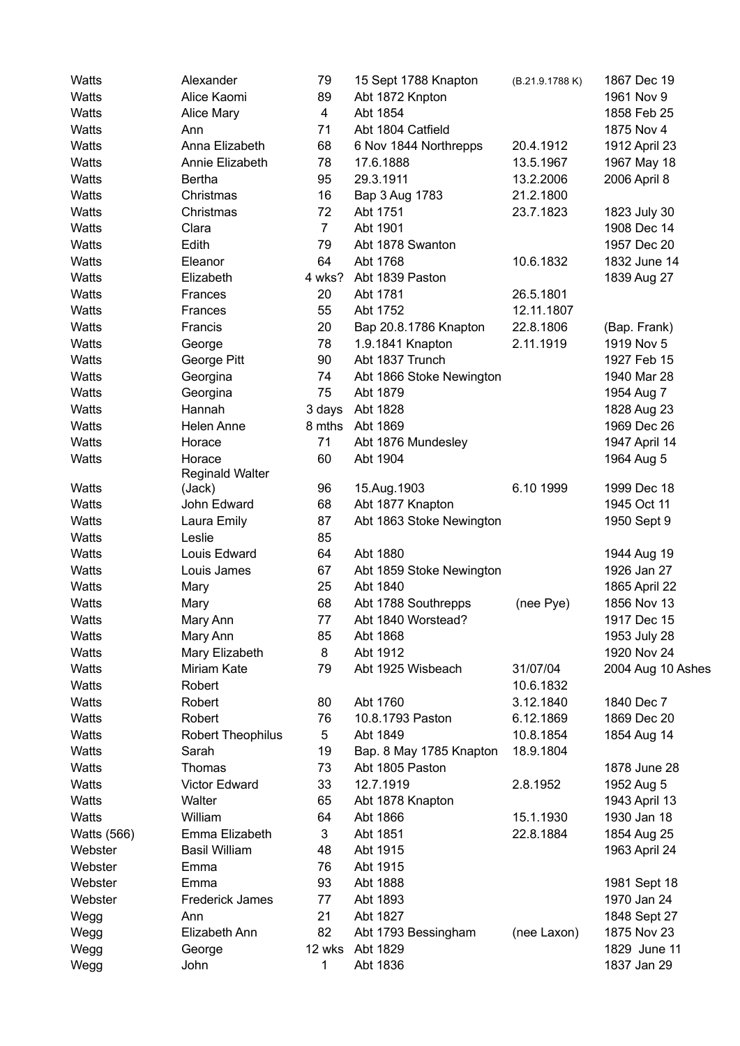| | | | | | |
|---|---|---|---|---|---|
| Watts | Alexander | 79 | 15 Sept 1788 Knapton | (B.21.9.1788 K) | 1867 Dec 19 |
| Watts | Alice Kaomi | 89 | Abt 1872 Knpton | | 1961 Nov 9 |
| Watts | Alice Mary | 4 | Abt 1854 | | 1858 Feb 25 |
| Watts | Ann | 71 | Abt 1804 Catfield | | 1875 Nov 4 |
| Watts | Anna Elizabeth | 68 | 6 Nov 1844 Northrepps | 20.4.1912 | 1912 April 23 |
| Watts | Annie Elizabeth | 78 | 17.6.1888 | 13.5.1967 | 1967 May 18 |
| Watts | Bertha | 95 | 29.3.1911 | 13.2.2006 | 2006 April 8 |
| Watts | Christmas | 16 | Bap 3 Aug 1783 | 21.2.1800 | |
| Watts | Christmas | 72 | Abt 1751 | 23.7.1823 | 1823 July 30 |
| Watts | Clara | 7 | Abt 1901 | | 1908 Dec 14 |
| Watts | Edith | 79 | Abt 1878 Swanton | | 1957 Dec 20 |
| Watts | Eleanor | 64 | Abt 1768 | 10.6.1832 | 1832 June 14 |
| Watts | Elizabeth | 4 wks? | Abt 1839 Paston | | 1839 Aug 27 |
| Watts | Frances | 20 | Abt 1781 | 26.5.1801 | |
| Watts | Frances | 55 | Abt 1752 | 12.11.1807 | |
| Watts | Francis | 20 | Bap 20.8.1786 Knapton | 22.8.1806 | (Bap. Frank) |
| Watts | George | 78 | 1.9.1841 Knapton | 2.11.1919 | 1919 Nov 5 |
| Watts | George Pitt | 90 | Abt 1837 Trunch | | 1927 Feb 15 |
| Watts | Georgina | 74 | Abt 1866 Stoke Newington | | 1940 Mar 28 |
| Watts | Georgina | 75 | Abt 1879 | | 1954 Aug 7 |
| Watts | Hannah | 3 days | Abt 1828 | | 1828 Aug 23 |
| Watts | Helen Anne | 8 mths | Abt 1869 | | 1969 Dec 26 |
| Watts | Horace | 71 | Abt 1876 Mundesley | | 1947 April 14 |
| Watts | Horace | 60 | Abt 1904 | | 1964 Aug 5 |
| Watts | Reginald Walter (Jack) | 96 | 15.Aug.1903 | 6.10 1999 | 1999 Dec 18 |
| Watts | John Edward | 68 | Abt 1877 Knapton | | 1945 Oct 11 |
| Watts | Laura Emily | 87 | Abt 1863 Stoke Newington | | 1950 Sept 9 |
| Watts | Leslie | 85 | | | |
| Watts | Louis Edward | 64 | Abt 1880 | | 1944 Aug 19 |
| Watts | Louis James | 67 | Abt 1859 Stoke Newington | | 1926 Jan 27 |
| Watts | Mary | 25 | Abt 1840 | | 1865 April 22 |
| Watts | Mary | 68 | Abt 1788 Southrepps | (nee Pye) | 1856 Nov 13 |
| Watts | Mary Ann | 77 | Abt 1840 Worstead? | | 1917 Dec 15 |
| Watts | Mary Ann | 85 | Abt 1868 | | 1953 July 28 |
| Watts | Mary Elizabeth | 8 | Abt 1912 | | 1920 Nov 24 |
| Watts | Miriam Kate | 79 | Abt 1925 Wisbeach | 31/07/04 | 2004 Aug 10 Ashes |
| Watts | Robert | | | 10.6.1832 | |
| Watts | Robert | 80 | Abt 1760 | 3.12.1840 | 1840 Dec 7 |
| Watts | Robert | 76 | 10.8.1793 Paston | 6.12.1869 | 1869 Dec 20 |
| Watts | Robert Theophilus | 5 | Abt 1849 | 10.8.1854 | 1854 Aug 14 |
| Watts | Sarah | 19 | Bap. 8 May 1785 Knapton | 18.9.1804 | |
| Watts | Thomas | 73 | Abt 1805 Paston | | 1878 June 28 |
| Watts | Victor Edward | 33 | 12.7.1919 | 2.8.1952 | 1952 Aug 5 |
| Watts | Walter | 65 | Abt 1878 Knapton | | 1943 April 13 |
| Watts | William | 64 | Abt 1866 | 15.1.1930 | 1930 Jan 18 |
| Watts (566) | Emma Elizabeth | 3 | Abt 1851 | 22.8.1884 | 1854 Aug 25 |
| Webster | Basil William | 48 | Abt 1915 | | 1963 April 24 |
| Webster | Emma | 76 | Abt 1915 | | |
| Webster | Emma | 93 | Abt 1888 | | 1981 Sept 18 |
| Webster | Frederick James | 77 | Abt 1893 | | 1970 Jan 24 |
| Wegg | Ann | 21 | Abt 1827 | | 1848 Sept 27 |
| Wegg | Elizabeth Ann | 82 | Abt 1793 Bessingham | (nee Laxon) | 1875 Nov 23 |
| Wegg | George | 12 wks | Abt 1829 | | 1829 June 11 |
| Wegg | John | 1 | Abt 1836 | | 1837 Jan 29 |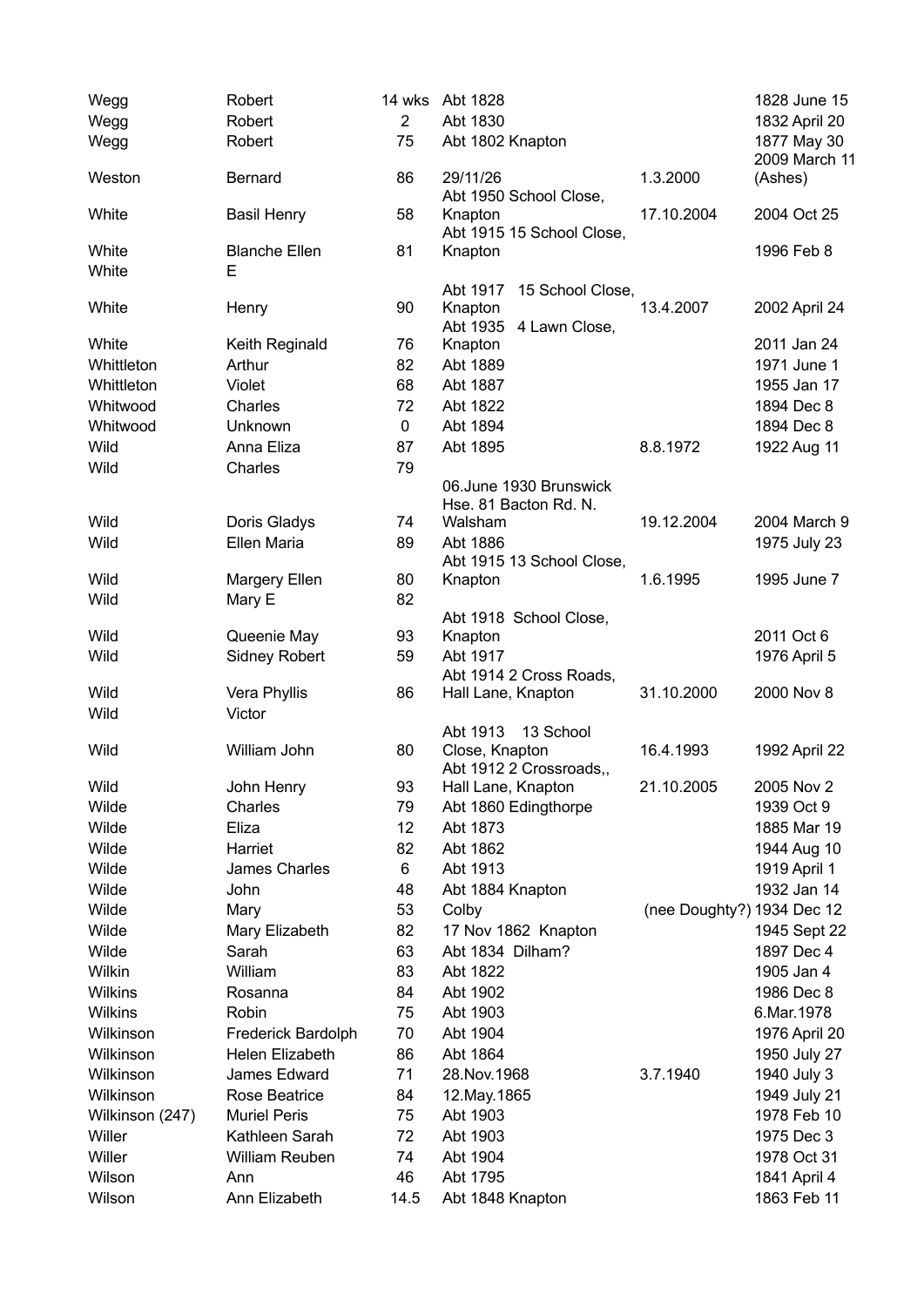| | | | | | |
|---|---|---|---|---|---|
| Wegg | Robert | 14 wks | Abt 1828 | | 1828 June 15 |
| Wegg | Robert | 2 | Abt 1830 | | 1832 April 20 |
| Wegg | Robert | 75 | Abt 1802 Knapton | | 1877 May 30 |
| Weston | Bernard | 86 | 29/11/26 | 1.3.2000 | 2009 March 11 (Ashes) |
| White | Basil Henry | 58 | Abt 1950 School Close, Knapton | 17.10.2004 | 2004 Oct 25 |
| White | Blanche Ellen | 81 | Abt 1915 15 School Close, Knapton | | 1996 Feb 8 |
| White | E | | | | |
| White | Henry | 90 | Abt 1917 15 School Close, Knapton | 13.4.2007 | 2002 April 24 |
| White | Keith Reginald | 76 | Abt 1935 4 Lawn Close, Knapton | | 2011 Jan 24 |
| Whittleton | Arthur | 82 | Abt 1889 | | 1971 June 1 |
| Whittleton | Violet | 68 | Abt 1887 | | 1955 Jan 17 |
| Whitwood | Charles | 72 | Abt 1822 | | 1894 Dec 8 |
| Whitwood | Unknown | 0 | Abt 1894 | | 1894 Dec 8 |
| Wild | Anna Eliza | 87 | Abt 1895 | 8.8.1972 | 1922 Aug 11 |
| Wild | Charles | 79 | | | |
| Wild | Doris Gladys | 74 | 06.June 1930 Brunswick Hse. 81 Bacton Rd. N. Walsham | 19.12.2004 | 2004 March 9 |
| Wild | Ellen Maria | 89 | Abt 1886 | | 1975 July 23 |
| Wild | Margery Ellen | 80 | Abt 1915 13 School Close, Knapton | 1.6.1995 | 1995 June 7 |
| Wild | Mary E | 82 | | | |
| Wild | Queenie May | 93 | Abt 1918 School Close, Knapton | | 2011 Oct 6 |
| Wild | Sidney Robert | 59 | Abt 1917 | | 1976 April 5 |
| Wild | Vera Phyllis | 86 | Abt 1914 2 Cross Roads, Hall Lane, Knapton | 31.10.2000 | 2000 Nov 8 |
| Wild | Victor | | | | |
| Wild | William John | 80 | Abt 1913 13 School Close, Knapton | 16.4.1993 | 1992 April 22 |
| Wild | John Henry | 93 | Abt 1912 2 Crossroads,, Hall Lane, Knapton | 21.10.2005 | 2005 Nov 2 |
| Wilde | Charles | 79 | Abt 1860 Edingthorpe | | 1939 Oct 9 |
| Wilde | Eliza | 12 | Abt 1873 | | 1885 Mar 19 |
| Wilde | Harriet | 82 | Abt 1862 | | 1944 Aug 10 |
| Wilde | James Charles | 6 | Abt 1913 | | 1919 April 1 |
| Wilde | John | 48 | Abt 1884 Knapton | | 1932 Jan 14 |
| Wilde | Mary | 53 | Colby | (nee Doughty?) | 1934 Dec 12 |
| Wilde | Mary Elizabeth | 82 | 17 Nov 1862 Knapton | | 1945 Sept 22 |
| Wilde | Sarah | 63 | Abt 1834 Dilham? | | 1897 Dec 4 |
| Wilkin | William | 83 | Abt 1822 | | 1905 Jan 4 |
| Wilkins | Rosanna | 84 | Abt 1902 | | 1986 Dec 8 |
| Wilkins | Robin | 75 | Abt 1903 | | 6.Mar.1978 |
| Wilkinson | Frederick Bardolph | 70 | Abt 1904 | | 1976 April 20 |
| Wilkinson | Helen Elizabeth | 86 | Abt 1864 | | 1950 July 27 |
| Wilkinson | James Edward | 71 | 28.Nov.1968 | 3.7.1940 | 1940 July 3 |
| Wilkinson | Rose Beatrice | 84 | 12.May.1865 | | 1949 July 21 |
| Wilkinson (247) | Muriel Peris | 75 | Abt 1903 | | 1978 Feb 10 |
| Willer | Kathleen Sarah | 72 | Abt 1903 | | 1975 Dec 3 |
| Willer | William Reuben | 74 | Abt 1904 | | 1978 Oct 31 |
| Wilson | Ann | 46 | Abt 1795 | | 1841 April 4 |
| Wilson | Ann Elizabeth | 14.5 | Abt 1848 Knapton | | 1863 Feb 11 |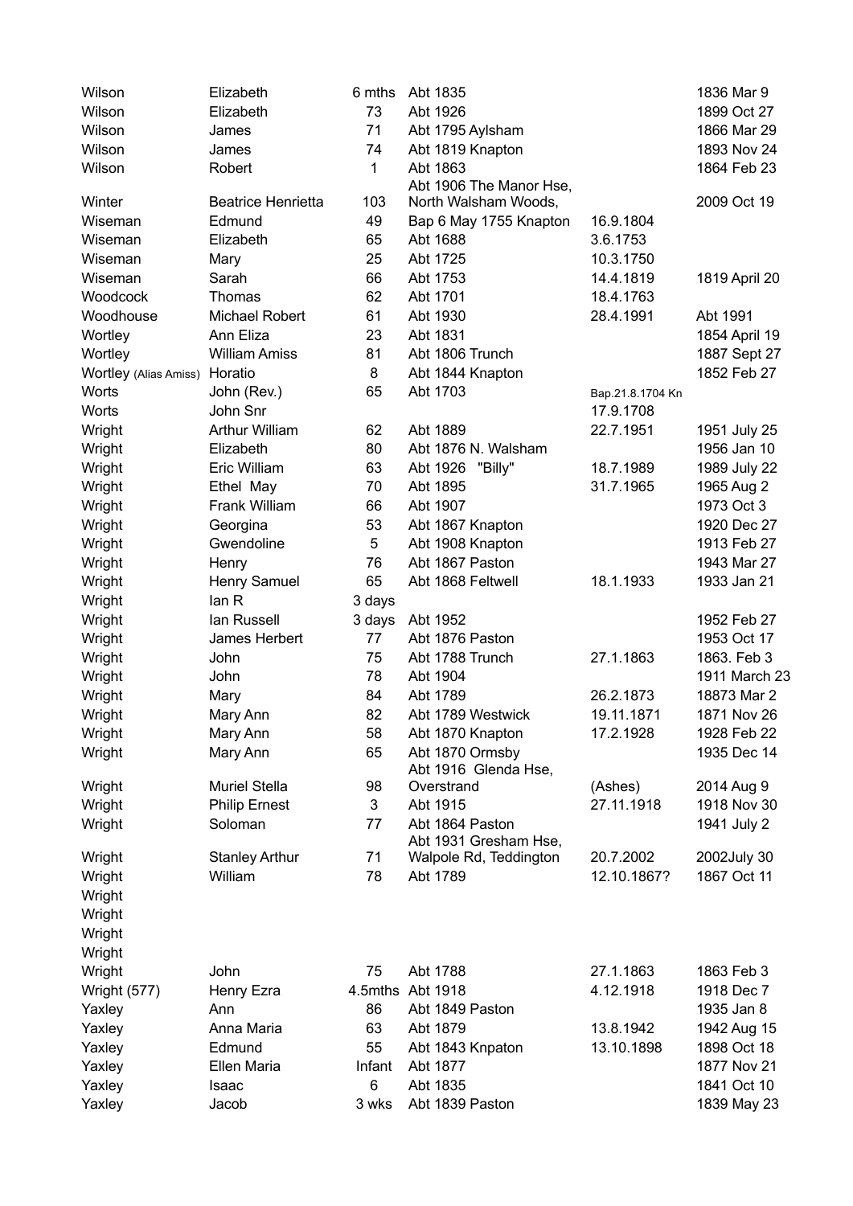| | | | | | |
|---|---|---|---|---|---|
| Wilson | Elizabeth | 6 mths | Abt 1835 | | 1836 Mar 9 |
| Wilson | Elizabeth | 73 | Abt 1926 | | 1899 Oct 27 |
| Wilson | James | 71 | Abt 1795 Aylsham | | 1866 Mar 29 |
| Wilson | James | 74 | Abt 1819 Knapton | | 1893 Nov 24 |
| Wilson | Robert | 1 | Abt 1863 | | 1864 Feb 23 |
| Winter | Beatrice Henrietta | 103 | Abt 1906 The Manor Hse, North Walsham Woods, | | 2009 Oct 19 |
| Wiseman | Edmund | 49 | Bap 6 May 1755 Knapton | 16.9.1804 | |
| Wiseman | Elizabeth | 65 | Abt 1688 | 3.6.1753 | |
| Wiseman | Mary | 25 | Abt 1725 | 10.3.1750 | |
| Wiseman | Sarah | 66 | Abt 1753 | 14.4.1819 | 1819 April 20 |
| Woodcock | Thomas | 62 | Abt 1701 | 18.4.1763 | |
| Woodhouse | Michael Robert | 61 | Abt 1930 | 28.4.1991 | Abt 1991 |
| Wortley | Ann Eliza | 23 | Abt 1831 | | 1854 April 19 |
| Wortley | William Amiss | 81 | Abt 1806 Trunch | | 1887 Sept 27 |
| Wortley (Alias Amiss) | Horatio | 8 | Abt 1844 Knapton | | 1852 Feb 27 |
| Worts | John (Rev.) | 65 | Abt 1703 | Bap.21.8.1704 Kn | |
| Worts | John Snr | | | 17.9.1708 | |
| Wright | Arthur William | 62 | Abt 1889 | 22.7.1951 | 1951 July 25 |
| Wright | Elizabeth | 80 | Abt 1876 N. Walsham | | 1956 Jan 10 |
| Wright | Eric William | 63 | Abt 1926 "Billy" | 18.7.1989 | 1989 July 22 |
| Wright | Ethel May | 70 | Abt 1895 | 31.7.1965 | 1965 Aug 2 |
| Wright | Frank William | 66 | Abt 1907 | | 1973 Oct 3 |
| Wright | Georgina | 53 | Abt 1867 Knapton | | 1920 Dec 27 |
| Wright | Gwendoline | 5 | Abt 1908 Knapton | | 1913 Feb 27 |
| Wright | Henry | 76 | Abt 1867 Paston | | 1943 Mar 27 |
| Wright | Henry Samuel | 65 | Abt 1868 Feltwell | 18.1.1933 | 1933 Jan 21 |
| Wright | Ian R | 3 days | | | |
| Wright | Ian Russell | 3 days | Abt 1952 | | 1952 Feb 27 |
| Wright | James Herbert | 77 | Abt 1876 Paston | | 1953 Oct 17 |
| Wright | John | 75 | Abt 1788 Trunch | 27.1.1863 | 1863. Feb 3 |
| Wright | John | 78 | Abt 1904 | | 1911 March 23 |
| Wright | Mary | 84 | Abt 1789 | 26.2.1873 | 18873 Mar 2 |
| Wright | Mary Ann | 82 | Abt 1789 Westwick | 19.11.1871 | 1871 Nov 26 |
| Wright | Mary Ann | 58 | Abt 1870 Knapton | 17.2.1928 | 1928 Feb 22 |
| Wright | Mary Ann | 65 | Abt 1870 Ormsby | | 1935 Dec 14 |
| Wright | Muriel Stella | 98 | Abt 1916 Glenda Hse, Overstrand | (Ashes) | 2014 Aug 9 |
| Wright | Philip Ernest | 3 | Abt 1915 | 27.11.1918 | 1918 Nov 30 |
| Wright | Soloman | 77 | Abt 1864 Paston | | 1941 July 2 |
| Wright | Stanley Arthur | 71 | Abt 1931 Gresham Hse, Walpole Rd, Teddington | 20.7.2002 | 2002July 30 |
| Wright | William | 78 | Abt 1789 | 12.10.1867? | 1867 Oct 11 |
| Wright | | | | | |
| Wright | | | | | |
| Wright | | | | | |
| Wright | | | | | |
| Wright | John | 75 | Abt 1788 | 27.1.1863 | 1863 Feb 3 |
| Wright (577) | Henry Ezra | 4.5mths | Abt 1918 | 4.12.1918 | 1918 Dec 7 |
| Yaxley | Ann | 86 | Abt 1849 Paston | | 1935 Jan 8 |
| Yaxley | Anna Maria | 63 | Abt 1879 | 13.8.1942 | 1942 Aug 15 |
| Yaxley | Edmund | 55 | Abt 1843 Knpaton | 13.10.1898 | 1898 Oct 18 |
| Yaxley | Ellen Maria | Infant | Abt 1877 | | 1877 Nov 21 |
| Yaxley | Isaac | 6 | Abt 1835 | | 1841 Oct 10 |
| Yaxley | Jacob | 3 wks | Abt 1839 Paston | | 1839 May 23 |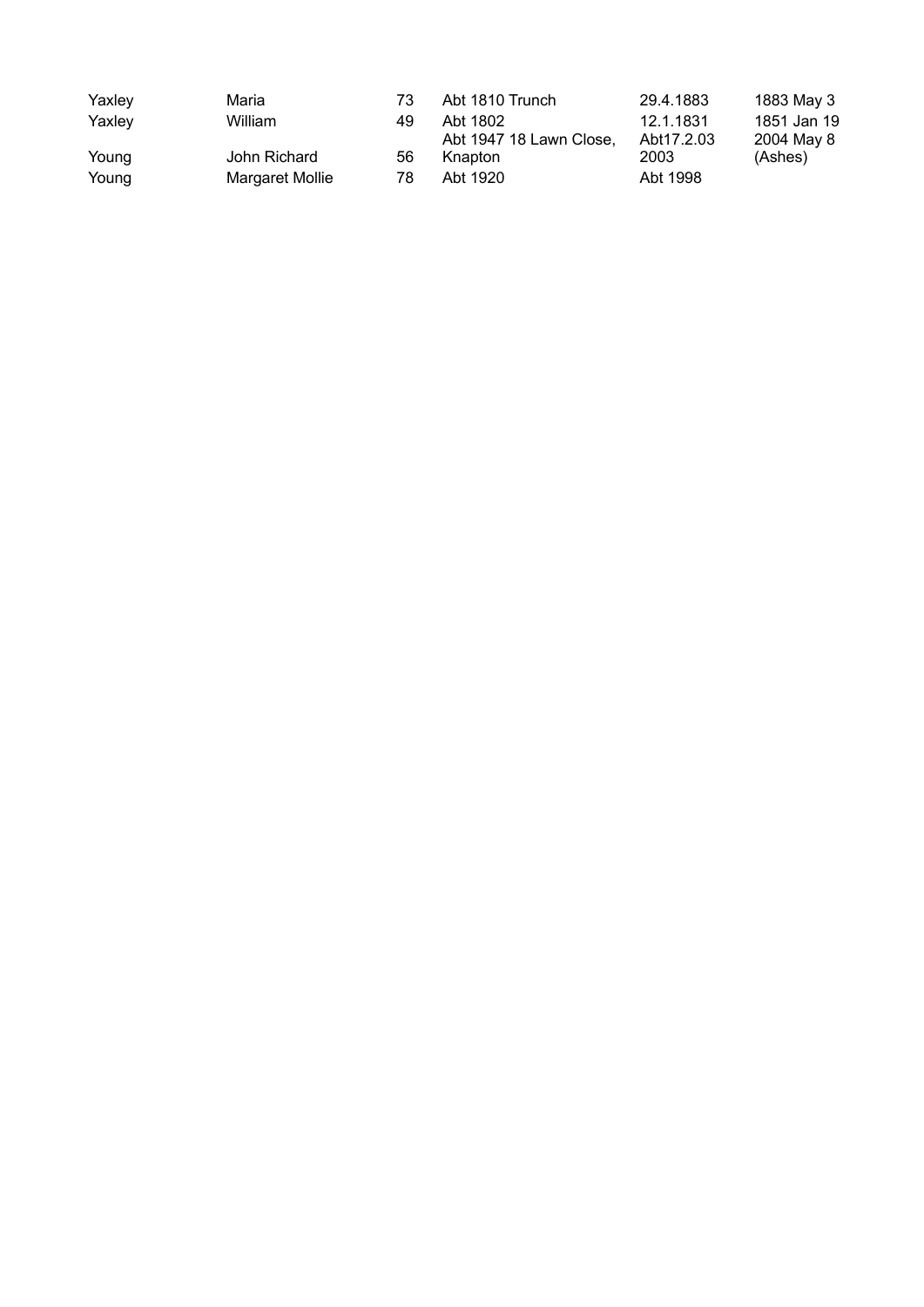| | | | | | |
|---|---|---|---|---|---|
| Yaxley | Maria | 73 | Abt 1810 Trunch | 29.4.1883 | 1883 May 3 |
| Yaxley | William | 49 | Abt 1802 | 12.1.1831 | 1851 Jan 19 |
| Young | John Richard | 56 | Abt 1947 18 Lawn Close, Knapton | Abt17.2.03 2003 | 2004 May 8 (Ashes) |
| Young | Margaret Mollie | 78 | Abt 1920 | Abt 1998 | |